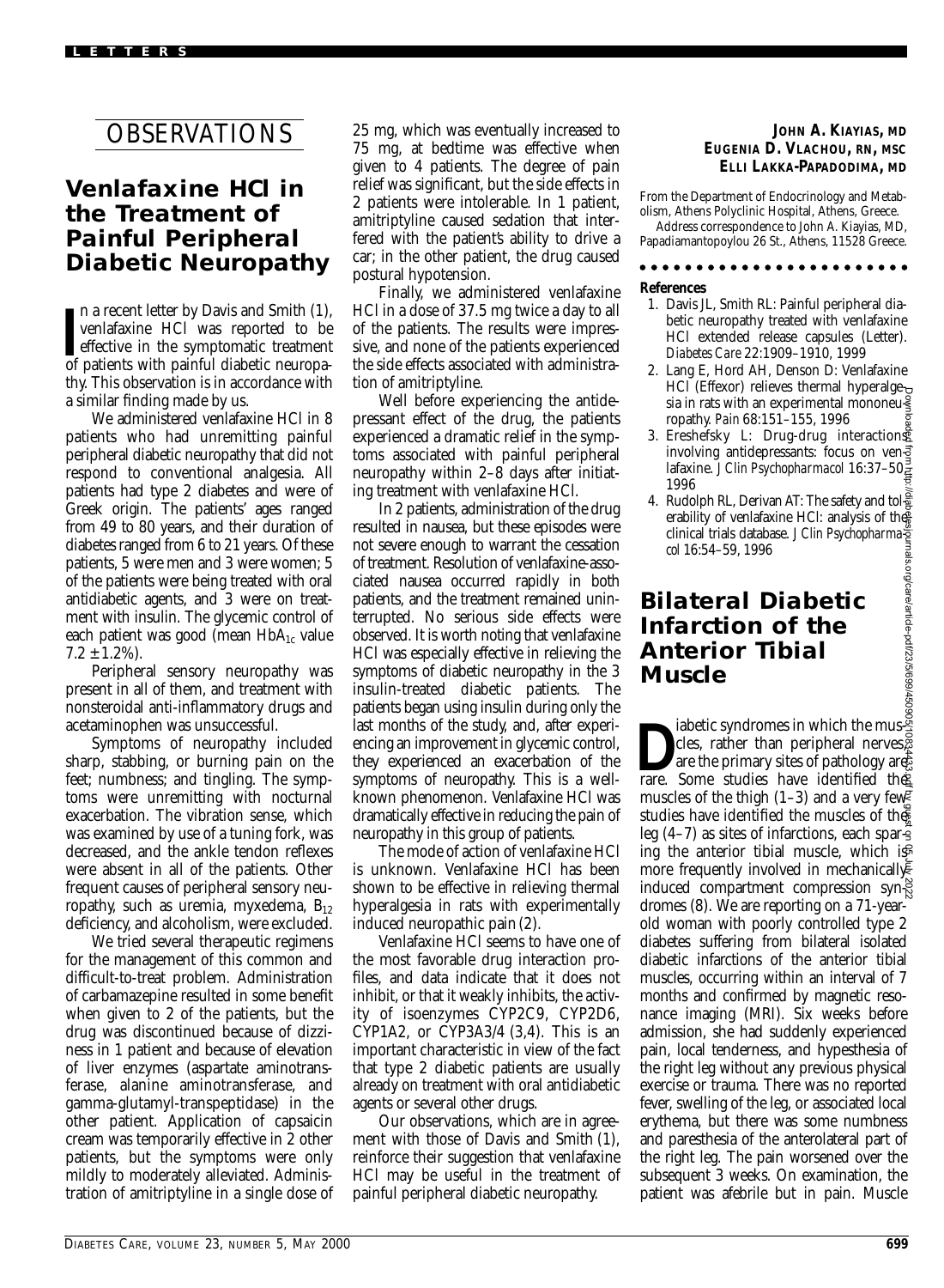## OBSERVATIONS

# Venlafaxine HCl in the Treatment of Painful Peripheral Diabetic Neuropathy

In a recent letter by Davis and Smith (1), venlafaxine HCl was reported to be effective in the symptomatic treatment of patients with painful diabetic neuropathy. This observation is in accordance with a similar finding made by us.

We administered venlafaxine HCl in 8 patients who had unremitting painful peripheral diabetic neuropathy that did not respond to conventional analgesia. All patients had type 2 diabetes and were of Greek origin. The patients' ages ranged from 49 to 80 years, and their duration of diabetes ranged from 6 to 21 years. Of these patients, 5 were men and 3 were women; 5 of the patients were being treated with oral antidiabetic agents, and 3 were on treatment with insulin. The glycemic control of each patient was good (mean $HbA_{1c}$ value 7.2 ± 1.2%).

Peripheral sensory neuropathy was present in all of them, and treatment with nonsteroidal anti-inflammatory drugs and acetaminophen was unsuccessful.

Symptoms of neuropathy included sharp, stabbing, or burning pain on the feet; numbness; and tingling. The symptoms were unremitting with nocturnal exacerbation. The vibration sense, which was examined by use of a tuning fork, was decreased, and the ankle tendon reflexes were absent in all of the patients. Other frequent causes of peripheral sensory neuropathy, such as uremia, myxedema, $B_{12}$ deficiency, and alcoholism, were excluded.

We tried several therapeutic regimens for the management of this common and difficult-to-treat problem. Administration of carbamazepine resulted in some benefit when given to 2 of the patients, but the drug was discontinued because of dizziness in 1 patient and because of elevation of liver enzymes (aspartate aminotransferase, alanine aminotransferase, and gamma-glutamyl-transpeptidase) in the other patient. Application of capsaicin cream was temporarily effective in 2 other patients, but the symptoms were only mildly to moderately alleviated. Administration of amitriptyline in a single dose of 25 mg, which was eventually increased to 75 mg, at bedtime was effective when given to 4 patients. The degree of pain relief was significant, but the side effects in 2 patients were intolerable. In 1 patient, amitriptyline caused sedation that interfered with the patient's ability to drive a car; in the other patient, the drug caused postural hypotension.

Finally, we administered venlafaxine HCl in a dose of 37.5 mg twice a day to all of the patients. The results were impressive, and none of the patients experienced the side effects associated with administration of amitriptyline.

Well before experiencing the antidepressant effect of the drug, the patients experienced a dramatic relief in the symptoms associated with painful peripheral neuropathy within 2–8 days after initiating treatment with venlafaxine HCl.

In 2 patients, administration of the drug resulted in nausea, but these episodes were not severe enough to warrant the cessation of treatment. Resolution of venlafaxine-associated nausea occurred rapidly in both patients, and the treatment remained uninterrupted. No serious side effects were observed. It is worth noting that venlafaxine HCl was especially effective in relieving the symptoms of diabetic neuropathy in the 3 insulin-treated diabetic patients. The patients began using insulin during only the last months of the study, and, after experiencing an improvement in glycemic control, they experienced an exacerbation of the symptoms of neuropathy. This is a well-known phenomenon. Venlafaxine HCl was dramatically effective in reducing the pain of neuropathy in this group of patients.

The mode of action of venlafaxine HCl is unknown. Venlafaxine HCl has been shown to be effective in relieving thermal hyperalgesia in rats with experimentally induced neuropathic pain (2).

Venlafaxine HCl seems to have one of the most favorable drug interaction profiles, and data indicate that it does not inhibit, or that it weakly inhibits, the activity of isoenzymes CYP2C9, CYP2D6, CYP1A2, or CYP3A3/4 (3,4). This is an important characteristic in view of the fact that type 2 diabetic patients are usually already on treatment with oral antidiabetic agents or several other drugs.

Our observations, which are in agreement with those of Davis and Smith (1), reinforce their suggestion that venlafaxine HCl may be useful in the treatment of painful peripheral diabetic neuropathy.

**JOHN A. KIAYIAS, MD**
**EUGENIA D. VLACHOU, RN, MSC**
**ELLI LAKKA-PAPADODIMA, MD**

From the Department of Endocrinology and Metabolism, Athens Polyclinic Hospital, Athens, Greece.

Address correspondence to John A. Kiayias, MD, Papadiamantopoylou 26 St., Athens, 11528 Greece.

**References**

1. Davis JL, Smith RL: Painful peripheral diabetic neuropathy treated with venlafaxine HCl extended release capsules (Letter). *Diabetes Care* 22:1909–1910, 1999
2. Lang E, Hord AH, Denson D: Venlafaxine HCl (Effexor) relieves thermal hyperalgesia in rats with an experimental mononeuropathy. *Pain* 68:151–155, 1996
3. Ereshefsky L: Drug-drug interactions involving antidepressants: focus on venlafaxine. *J Clin Psychopharmacol* 16:37–50, 1996
4. Rudolph RL, Derivan AT: The safety and tolerability of venlafaxine HCl: analysis of the clinical trials database. *J Clin Psychopharmacol* 16:54–59, 1996

# Bilateral Diabetic Infarction of the Anterior Tibial Muscle

Diabetic syndromes in which the muscles, rather than peripheral nerves, are the primary sites of pathology are rare. Some studies have identified the muscles of the thigh (1–3) and a very few studies have identified the muscles of the leg (4–7) as sites of infarctions, each sparing the anterior tibial muscle, which is more frequently involved in mechanically induced compartment compression syndromes (8). We are reporting on a 71-year-old woman with poorly controlled type 2 diabetes suffering from bilateral isolated diabetic infarctions of the anterior tibial muscles, occurring within an interval of 7 months and confirmed by magnetic resonance imaging (MRI). Six weeks before admission, she had suddenly experienced pain, local tenderness, and hypesthesia of the right leg without any previous physical exercise or trauma. There was no reported fever, swelling of the leg, or associated local erythema, but there was some numbness and paresthesia of the anterolateral part of the right leg. The pain worsened over the subsequent 3 weeks. On examination, the patient was afebrile but in pain. Muscle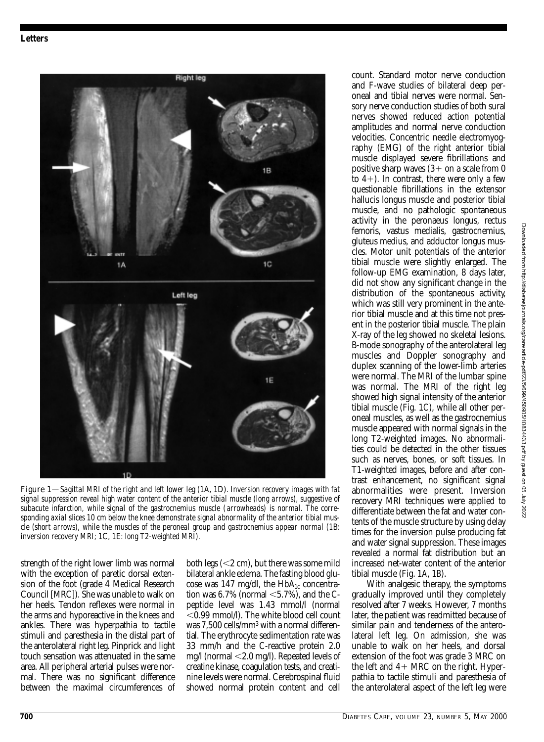Figure 1—*Sagittal MRI of the right and left lower leg (1A, 1D). Inversion recovery images with fat signal suppression reveal high water content of the anterior tibial muscle (long arrows), suggestive of subacute infarction, while signal of the gastrocnemius muscle (arrowheads) is normal. The corresponding axial slices 10 cm below the knee demonstrate signal abnormality of the anterior tibial muscle (short arrows), while the muscles of the peroneal group and gastrocnemius appear normal (1B: inversion recovery MRI; 1C, 1E: long T2-weighted MRI).*

strength of the right lower limb was normal with the exception of paretic dorsal extension of the foot (grade 4 Medical Research Council [MRC]). She was unable to walk on her heels. Tendon reflexes were normal in the arms and hyporeactive in the knees and ankles. There was hyperpathia to tactile stimuli and paresthesia in the distal part of the anterolateral right leg. Pinprick and light touch sensation was attenuated in the same area. All peripheral arterial pulses were normal. There was no significant difference between the maximal circumferences of both legs (<2 cm), but there was some mild bilateral ankle edema. The fasting blood glucose was 147 mg/dl, the $HbA_{1c}$ concentration was 6.7% (normal <5.7%), and the C-peptide level was 1.43 mmol/l (normal <0.99 mmol/l). The white blood cell count was 7,500 cells/$mm^3$ with a normal differential. The erythrocyte sedimentation rate was 33 mm/h and the C-reactive protein 2.0 mg/l (normal <2.0 mg/l). Repeated levels of creatine kinase, coagulation tests, and creatinine levels were normal. Cerebrospinal fluid showed normal protein content and cell count. Standard motor nerve conduction and F-wave studies of bilateral deep peroneal and tibial nerves were normal. Sensory nerve conduction studies of both sural nerves showed reduced action potential amplitudes and normal nerve conduction velocities. Concentric needle electromyography (EMG) of the right anterior tibial muscle displayed severe fibrillations and positive sharp waves (3+ on a scale from 0 to 4+). In contrast, there were only a few questionable fibrillations in the extensor hallucis longus muscle and posterior tibial muscle, and no pathologic spontaneous activity in the peronaeus longus, rectus femoris, vastus medialis, gastrocnemius, gluteus medius, and adductor longus muscles. Motor unit potentials of the anterior tibial muscle were slightly enlarged. The follow-up EMG examination, 8 days later, did not show any significant change in the distribution of the spontaneous activity, which was still very prominent in the anterior tibial muscle and at this time not present in the posterior tibial muscle. The plain X-ray of the leg showed no skeletal lesions. B-mode sonography of the anterolateral leg muscles and Doppler sonography and duplex scanning of the lower-limb arteries were normal. The MRI of the lumbar spine was normal. The MRI of the right leg showed high signal intensity of the anterior tibial muscle (Fig. 1*C*), while all other peroneal muscles, as well as the gastrocnemius muscle appeared with normal signals in the long T2-weighted images. No abnormalities could be detected in the other tissues such as nerves, bones, or soft tissues. In T1-weighted images, before and after contrast enhancement, no significant signal abnormalities were present. Inversion recovery MRI techniques were applied to differentiate between the fat and water contents of the muscle structure by using delay times for the inversion pulse producing fat and water signal suppression. These images revealed a normal fat distribution but an increased net-water content of the anterior tibial muscle (Fig. 1*A*, 1*B*).

With analgesic therapy, the symptoms gradually improved until they completely resolved after 7 weeks. However, 7 months later, the patient was readmitted because of similar pain and tenderness of the anterolateral left leg. On admission, she was unable to walk on her heels, and dorsal extension of the foot was grade 3 MRC on the left and 4+ MRC on the right. Hyperpathia to tactile stimuli and paresthesia of the anterolateral aspect of the left leg were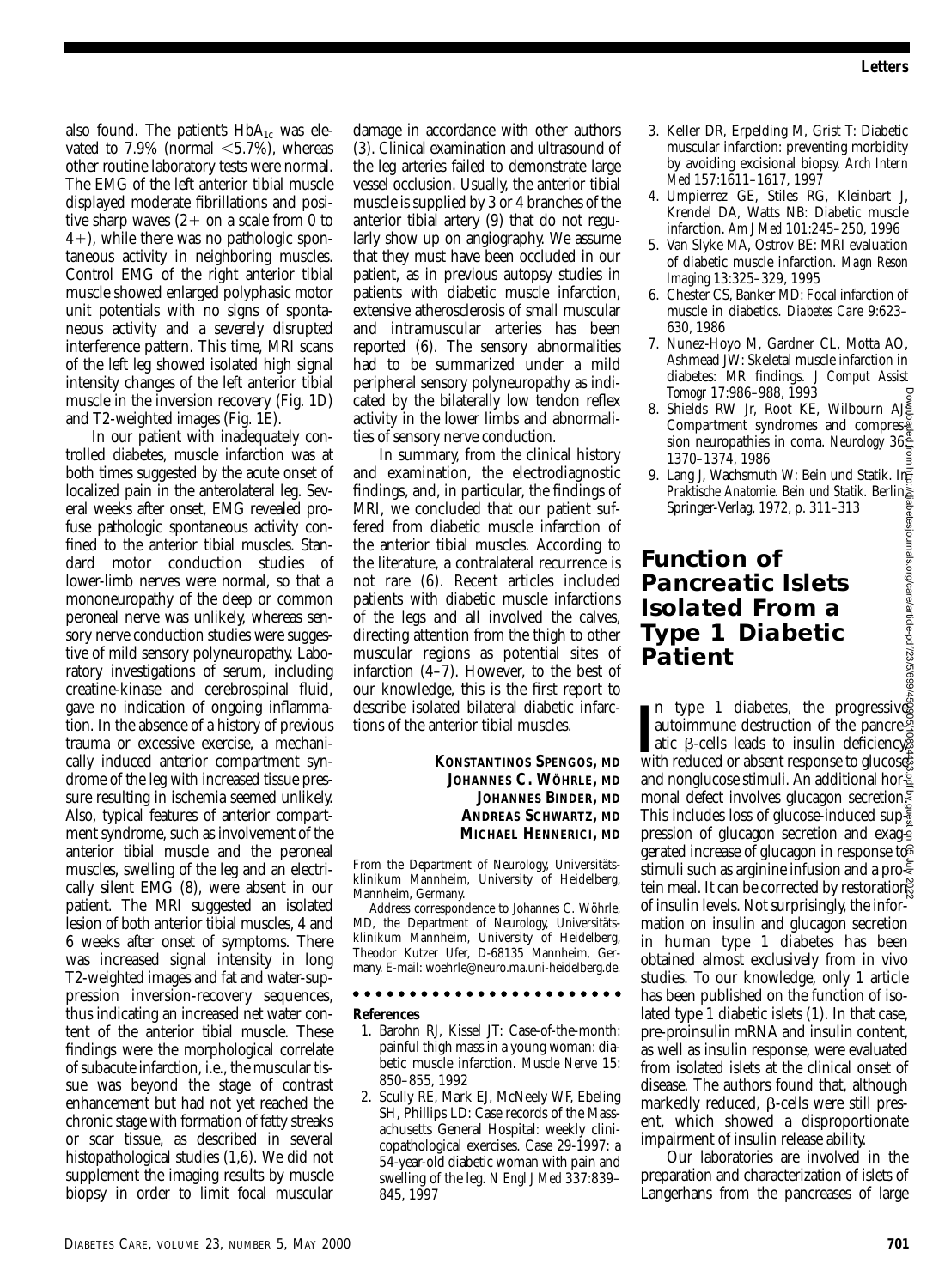also found. The patient's $HbA_{1c}$ was elevated to 7.9% (normal <5.7%), whereas other routine laboratory tests were normal. The EMG of the left anterior tibial muscle displayed moderate fibrillations and positive sharp waves (2+ on a scale from 0 to 4+), while there was no pathologic spontaneous activity in neighboring muscles. Control EMG of the right anterior tibial muscle showed enlarged polyphasic motor unit potentials with no signs of spontaneous activity and a severely disrupted interference pattern. This time, MRI scans of the left leg showed isolated high signal intensity changes of the left anterior tibial muscle in the inversion recovery (Fig. 1*D*) and T2-weighted images (Fig. 1*E*).

In our patient with inadequately controlled diabetes, muscle infarction was at both times suggested by the acute onset of localized pain in the anterolateral leg. Several weeks after onset, EMG revealed profuse pathologic spontaneous activity confined to the anterior tibial muscles. Standard motor conduction studies of lower-limb nerves were normal, so that a mononeuropathy of the deep or common peroneal nerve was unlikely, whereas sensory nerve conduction studies were suggestive of mild sensory polyneuropathy. Laboratory investigations of serum, including creatine-kinase and cerebrospinal fluid, gave no indication of ongoing inflammation. In the absence of a history of previous trauma or excessive exercise, a mechanically induced anterior compartment syndrome of the leg with increased tissue pressure resulting in ischemia seemed unlikely. Also, typical features of anterior compartment syndrome, such as involvement of the anterior tibial muscle and the peroneal muscles, swelling of the leg and an electrically silent EMG (8), were absent in our patient. The MRI suggested an isolated lesion of both anterior tibial muscles, 4 and 6 weeks after onset of symptoms. There was increased signal intensity in long T2-weighted images and fat and water-suppression inversion-recovery sequences, thus indicating an increased net water content of the anterior tibial muscle. These findings were the morphological correlate of subacute infarction, i.e., the muscular tissue was beyond the stage of contrast enhancement but had not yet reached the chronic stage with formation of fatty streaks or scar tissue, as described in several histopathological studies (1,6). We did not supplement the imaging results by muscle biopsy in order to limit focal muscular damage in accordance with other authors (3). Clinical examination and ultrasound of the leg arteries failed to demonstrate large vessel occlusion. Usually, the anterior tibial muscle is supplied by 3 or 4 branches of the anterior tibial artery (9) that do not regularly show up on angiography. We assume that they must have been occluded in our patient, as in previous autopsy studies in patients with diabetic muscle infarction, extensive atherosclerosis of small muscular and intramuscular arteries has been reported (6). The sensory abnormalities had to be summarized under a mild peripheral sensory polyneuropathy as indicated by the bilaterally low tendon reflex activity in the lower limbs and abnormalities of sensory nerve conduction.

In summary, from the clinical history and examination, the electrodiagnostic findings, and, in particular, the findings of MRI, we concluded that our patient suffered from diabetic muscle infarction of the anterior tibial muscles. According to the literature, a contralateral recurrence is not rare (6). Recent articles included patients with diabetic muscle infarctions of the legs and all involved the calves, directing attention from the thigh to other muscular regions as potential sites of infarction (4–7). However, to the best of our knowledge, this is the first report to describe isolated bilateral diabetic infarctions of the anterior tibial muscles.

**KONSTANTINOS SPENGOS, MD**
**JOHANNES C. WÖHRLE, MD**
**JOHANNES BINDER, MD**
**ANDREAS SCHWARTZ, MD**
**MICHAEL HENNERICI, MD**

From the Department of Neurology, Universitätsklinikum Mannheim, University of Heidelberg, Mannheim, Germany.

Address correspondence to Johannes C. Wöhrle, MD, the Department of Neurology, Universitätsklinikum Mannheim, University of Heidelberg, Theodor Kutzer Ufer, D-68135 Mannheim, Germany. E-mail: woehrle@neuro.ma.uni-heidelberg.de.

**References**

1. Barohn RJ, Kissel JT: Case-of-the-month: painful thigh mass in a young woman: diabetic muscle infarction. *Muscle Nerve* 15: 850–855, 1992
2. Scully RE, Mark EJ, McNeely WF, Ebeling SH, Phillips LD: Case records of the Massachusetts General Hospital: weekly clinicopathological exercises. Case 29-1997: a 54-year-old diabetic woman with pain and swelling of the leg. *N Engl J Med* 337:839–845, 1997
3. Keller DR, Erpelding M, Grist T: Diabetic muscular infarction: preventing morbidity by avoiding excisional biopsy. *Arch Intern Med* 157:1611–1617, 1997
4. Umpierrez GE, Stiles RG, Kleinbart J, Krendel DA, Watts NB: Diabetic muscle infarction. *Am J Med* 101:245–250, 1996
5. Van Slyke MA, Ostrov BE: MRI evaluation of diabetic muscle infarction. *Magn Reson Imaging* 13:325–329, 1995
6. Chester CS, Banker MD: Focal infarction of muscle in diabetics. *Diabetes Care* 9:623–630, 1986
7. Nunez-Hoyo M, Gardner CL, Motta AO, Ashmead JW: Skeletal muscle infarction in diabetes: MR findings. *J Comput Assist Tomogr* 17:986–988, 1993
8. Shields RW Jr, Root KE, Wilbourn AJ: Compartment syndromes and compression neuropathies in coma. *Neurology* 36: 1370–1374, 1986
9. Lang J, Wachsmuth W: Bein und Statik. In *Praktische Anatomie. Bein und Statik*. Berlin, Springer-Verlag, 1972, p. 311–313

# Function of Pancreatic Islets Isolated From a Type 1 Diabetic Patient

In type 1 diabetes, the progressive autoimmune destruction of the pancreatic β-cells leads to insulin deficiency with reduced or absent response to glucose and nonglucose stimuli. An additional hormonal defect involves glucagon secretion. This includes loss of glucose-induced suppression of glucagon secretion and exaggerated increase of glucagon in response to stimuli such as arginine infusion and a protein meal. It can be corrected by restoration of insulin levels. Not surprisingly, the information on insulin and glucagon secretion in human type 1 diabetes has been obtained almost exclusively from in vivo studies. To our knowledge, only 1 article has been published on the function of isolated type 1 diabetic islets (1). In that case, pre-proinsulin mRNA and insulin content, as well as insulin response, were evaluated from isolated islets at the clinical onset of disease. The authors found that, although markedly reduced, β-cells were still present, which showed a disproportionate impairment of insulin release ability.

Our laboratories are involved in the preparation and characterization of islets of Langerhans from the pancreases of large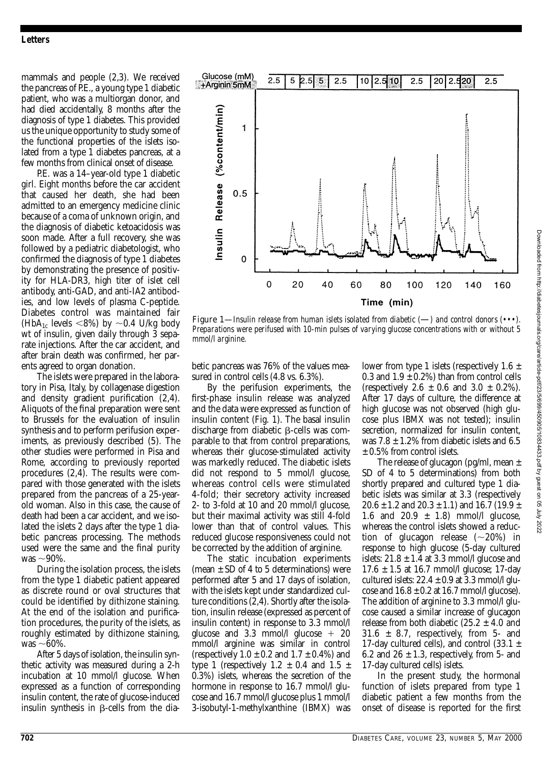mammals and people (2,3). We received the pancreas of P.E., a young type 1 diabetic patient, who was a multiorgan donor, and had died accidentally, 8 months after the diagnosis of type 1 diabetes. This provided us the unique opportunity to study some of the functional properties of the islets isolated from a type 1 diabetes pancreas, at a few months from clinical onset of disease.

P.E. was a 14–year-old type 1 diabetic girl. Eight months before the car accident that caused her death, she had been admitted to an emergency medicine clinic because of a coma of unknown origin, and the diagnosis of diabetic ketoacidosis was soon made. After a full recovery, she was followed by a pediatric diabetologist, who confirmed the diagnosis of type 1 diabetes by demonstrating the presence of positivity for HLA-DR3, high titer of islet cell antibody, anti-GAD, and anti-IA2 antibodies, and low levels of plasma C-peptide. Diabetes control was maintained fair ($HbA_{1c}$ levels <8%) by ~0.4 U/kg body wt of insulin, given daily through 3 separate injections. After the car accident, and after brain death was confirmed, her parents agreed to organ donation.

The islets were prepared in the laboratory in Pisa, Italy, by collagenase digestion and density gradient purification (2,4). Aliquots of the final preparation were sent to Brussels for the evaluation of insulin synthesis and to perform perifusion experiments, as previously described (5). The other studies were performed in Pisa and Rome, according to previously reported procedures (2,4). The results were compared with those generated with the islets prepared from the pancreas of a 25-year-old woman. Also in this case, the cause of death had been a car accident, and we isolated the islets 2 days after the type 1 diabetic pancreas processing. The methods used were the same and the final purity was ~90%.

During the isolation process, the islets from the type 1 diabetic patient appeared as discrete round or oval structures that could be identified by dithizone staining. At the end of the isolation and purification procedures, the purity of the islets, as roughly estimated by dithizone staining, was ~60%.

After 5 days of isolation, the insulin synthetic activity was measured during a 2-h incubation at 10 mmol/l glucose. When expressed as a function of corresponding insulin content, the rate of glucose-induced insulin synthesis in β-cells from the diabetic pancreas was 76% of the values measured in control cells (4.8 vs. 6.3%).

By the perifusion experiments, the first-phase insulin release was analyzed and the data were expressed as function of insulin content (Fig. 1). The basal insulin discharge from diabetic β-cells was comparable to that from control preparations, whereas their glucose-stimulated activity was markedly reduced. The diabetic islets did not respond to 5 mmol/l glucose, whereas control cells were stimulated 4-fold; their secretory activity increased 2- to 3-fold at 10 and 20 mmol/l glucose, but their maximal activity was still 4-fold lower than that of control values. This reduced glucose responsiveness could not be corrected by the addition of arginine.

Figure 1—*Insulin release from human islets isolated from diabetic (—) and control donors (•••). Preparations were perifused with 10-min pulses of varying glucose concentrations with or without 5 mmol/l arginine.*

The static incubation experiments (mean ± SD of 4 to 5 determinations) were performed after 5 and 17 days of isolation, with the islets kept under standardized culture conditions (2,4). Shortly after the isolation, insulin release (expressed as percent of insulin content) in response to 3.3 mmol/l glucose and 3.3 mmol/l glucose + 20 mmol/l arginine was similar in control (respectively 1.0 ± 0.2 and 1.7 ± 0.4%) and type 1 (respectively 1.2 ± 0.4 and 1.5 ± 0.3%) islets, whereas the secretion of the hormone in response to 16.7 mmol/l glucose and 16.7 mmol/l glucose plus 1 mmol/l 3-isobutyl-1-methylxanthine (IBMX) was lower from type 1 islets (respectively 1.6 ± 0.3 and 1.9 ± 0.2%) than from control cells (respectively 2.6 ± 0.6 and 3.0 ± 0.2%). After 17 days of culture, the difference at high glucose was not observed (high glucose plus IBMX was not tested); insulin secretion, normalized for insulin content, was 7.8 ± 1.2% from diabetic islets and 6.5 ± 0.5% from control islets.

The release of glucagon (pg/ml, mean ± SD of 4 to 5 determinations) from both shortly prepared and cultured type 1 diabetic islets was similar at 3.3 (respectively 20.6 ± 1.2 and 20.3 ± 1.1) and 16.7 (19.9 ± 1.6 and 20.9 ± 1.8) mmol/l glucose, whereas the control islets showed a reduction of glucagon release (~20%) in response to high glucose (5-day cultured islets: 21.8 ± 1.4 at 3.3 mmol/l glucose and 17.6 ± 1.5 at 16.7 mmol/l glucose; 17-day cultured islets: 22.4 ± 0.9 at 3.3 mmol/l glucose and 16.8 ± 0.2 at 16.7 mmol/l glucose). The addition of arginine to 3.3 mmol/l glucose caused a similar increase of glucagon release from both diabetic (25.2 ± 4.0 and 31.6 ± 8.7, respectively, from 5- and 17-day cultured cells), and control (33.1 ± 6.2 and 26 ± 1.3, respectively, from 5- and 17-day cultured cells) islets.

In the present study, the hormonal function of islets prepared from type 1 diabetic patient a few months from the onset of disease is reported for the first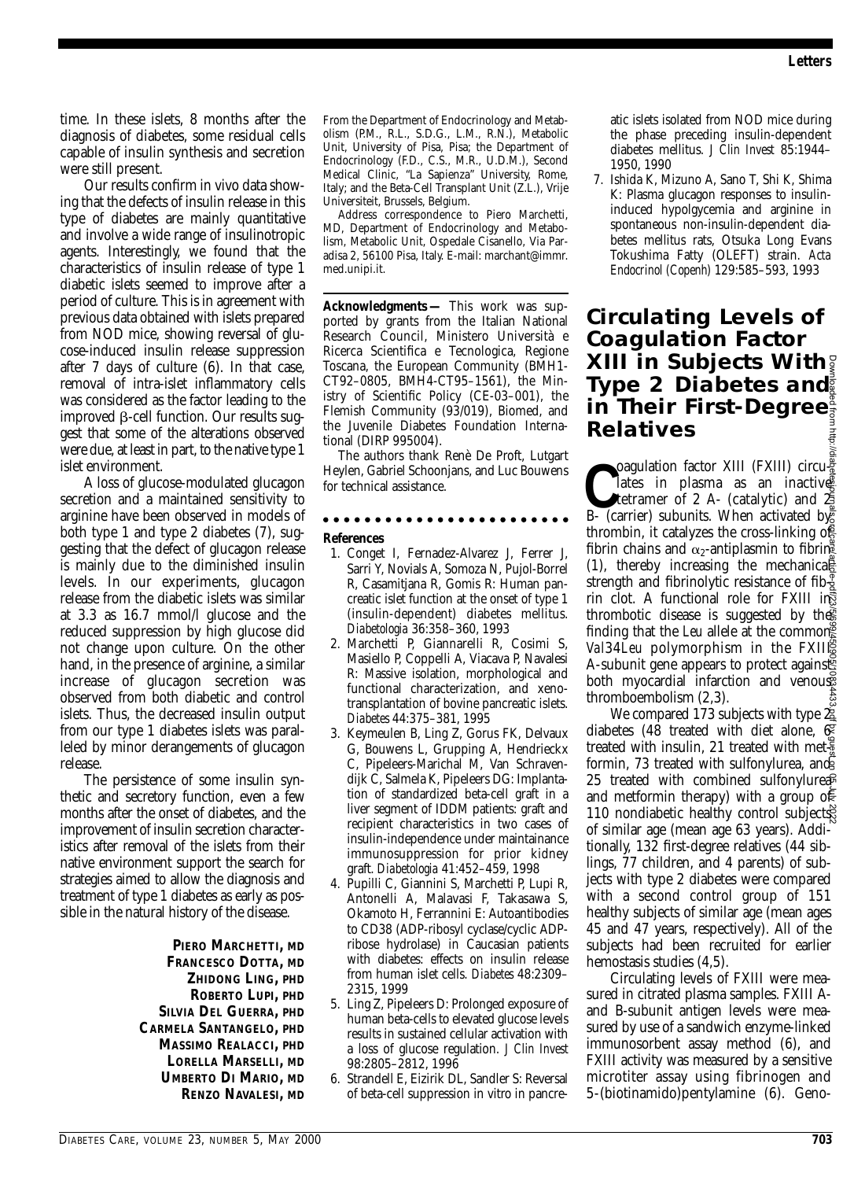time. In these islets, 8 months after the diagnosis of diabetes, some residual cells capable of insulin synthesis and secretion were still present.

Our results confirm in vivo data showing that the defects of insulin release in this type of diabetes are mainly quantitative and involve a wide range of insulinotropic agents. Interestingly, we found that the characteristics of insulin release of type 1 diabetic islets seemed to improve after a period of culture. This is in agreement with previous data obtained with islets prepared from NOD mice, showing reversal of glucose-induced insulin release suppression after 7 days of culture (6). In that case, removal of intra-islet inflammatory cells was considered as the factor leading to the improved β-cell function. Our results suggest that some of the alterations observed were due, at least in part, to the native type 1 islet environment.

A loss of glucose-modulated glucagon secretion and a maintained sensitivity to arginine have been observed in models of both type 1 and type 2 diabetes (7), suggesting that the defect of glucagon release is mainly due to the diminished insulin levels. In our experiments, glucagon release from the diabetic islets was similar at 3.3 as 16.7 mmol/l glucose and the reduced suppression by high glucose did not change upon culture. On the other hand, in the presence of arginine, a similar increase of glucagon secretion was observed from both diabetic and control islets. Thus, the decreased insulin output from our type 1 diabetes islets was paralleled by minor derangements of glucagon release.

The persistence of some insulin synthetic and secretory function, even a few months after the onset of diabetes, and the improvement of insulin secretion characteristics after removal of the islets from their native environment support the search for strategies aimed to allow the diagnosis and treatment of type 1 diabetes as early as possible in the natural history of the disease.

**PIERO MARCHETTI, MD**
**FRANCESCO DOTTA, MD**
**ZHIDONG LING, PHD**
**ROBERTO LUPI, PHD**
**SILVIA DEL GUERRA, PHD**
**CARMELA SANTANGELO, PHD**
**MASSIMO REALACCI, PHD**
**LORELLA MARSELLI, MD**
**UMBERTO DI MARIO, MD**
**RENZO NAVALESI, MD**

From the Department of Endocrinology and Metabolism (P.M., R.L., S.D.G., L.M., R.N.), Metabolic Unit, University of Pisa, Pisa; the Department of Endocrinology (F.D., C.S., M.R., U.D.M.), Second Medical Clinic, "La Sapienza" University, Rome, Italy; and the Beta-Cell Transplant Unit (Z.L.), Vrije Universiteit, Brussels, Belgium.

Address correspondence to Piero Marchetti, MD, Department of Endocrinology and Metabolism, Metabolic Unit, Ospedale Cisanello, Via Paradisa 2, 56100 Pisa, Italy. E-mail: marchant@immr.med.unipi.it.

**Acknowledgments —** This work was supported by grants from the Italian National Research Council, Ministero Università e Ricerca Scientifica e Tecnologica, Regione Toscana, the European Community (BMH1-CT92–0805, BMH4-CT95–1561), the Ministry of Scientific Policy (CE-03–001), the Flemish Community (93/019), Biomed, and the Juvenile Diabetes Foundation International (DIRP 995004).

The authors thank Renè De Proft, Lutgart Heylen, Gabriel Schoonjans, and Luc Bouwens for technical assistance.

#### References

1. Conget I, Fernadez-Alvarez J, Ferrer J, Sarri Y, Novials A, Somoza N, Pujol-Borrel R, Casamitjana R, Gomis R: Human pancreatic islet function at the onset of type 1 (insulin-dependent) diabetes mellitus. *Diabetologia* 36:358–360, 1993
2. Marchetti P, Giannarelli R, Cosimi S, Masiello P, Coppelli A, Viacava P, Navalesi R: Massive isolation, morphological and functional characterization, and xenotransplantation of bovine pancreatic islets. *Diabetes* 44:375–381, 1995
3. Keymeulen B, Ling Z, Gorus FK, Delvaux G, Bouwens L, Grupping A, Hendrieckx C, Pipeleers-Marichal M, Van Schravendijk C, Salmela K, Pipeleers DG: Implantation of standardized beta-cell graft in a liver segment of IDDM patients: graft and recipient characteristics in two cases of insulin-independence under maintainance immunosuppression for prior kidney graft. *Diabetologia* 41:452–459, 1998
4. Pupilli C, Giannini S, Marchetti P, Lupi R, Antonelli A, Malavasi F, Takasawa S, Okamoto H, Ferrannini E: Autoantibodies to CD38 (ADP-ribosyl cyclase/cyclic ADP-ribose hydrolase) in Caucasian patients with diabetes: effects on insulin release from human islet cells. *Diabetes* 48:2309–2315, 1999
5. Ling Z, Pipeleers D: Prolonged exposure of human beta-cells to elevated glucose levels results in sustained cellular activation with a loss of glucose regulation. *J Clin Invest* 98:2805–2812, 1996
6. Strandell E, Eizirik DL, Sandler S: Reversal of beta-cell suppression in vitro in pancreatic islets isolated from NOD mice during the phase preceding insulin-dependent diabetes mellitus. *J Clin Invest* 85:1944–1950, 1990
7. Ishida K, Mizuno A, Sano T, Shi K, Shima K: Plasma glucagon responses to insulin-induced hypolgycemia and arginine in spontaneous non-insulin-dependent diabetes mellitus rats, Otsuka Long Evans Tokushima Fatty (OLEFT) strain. *Acta Endocrinol (Copenh)* 129:585–593, 1993

## Circulating Levels of Coagulation Factor XIII in Subjects With Type 2 Diabetes and in Their First-Degree Relatives

Coagulation factor XIII (FXIII) circulates in plasma as an inactive tetramer of 2 A- (catalytic) and 2 B- (carrier) subunits. When activated by thrombin, it catalyzes the cross-linking of fibrin chains and $\alpha_2$-antiplasmin to fibrin (1), thereby increasing the mechanical strength and fibrinolytic resistance of fibrin clot. A functional role for FXIII in thrombotic disease is suggested by the finding that the *Leu* allele at the common *Val*34*Leu* polymorphism in the FXIII A-subunit gene appears to protect against both myocardial infarction and venous thromboembolism (2,3).

We compared 173 subjects with type 2 diabetes (48 treated with diet alone, 6 treated with insulin, 21 treated with metformin, 73 treated with sulfonylurea, and 25 treated with combined sulfonylurea and metformin therapy) with a group of 110 nondiabetic healthy control subjects of similar age (mean age 63 years). Additionally, 132 first-degree relatives (44 siblings, 77 children, and 4 parents) of subjects with type 2 diabetes were compared with a second control group of 151 healthy subjects of similar age (mean ages 45 and 47 years, respectively). All of the subjects had been recruited for earlier hemostasis studies (4,5).

Circulating levels of FXIII were measured in citrated plasma samples. FXIII A- and B-subunit antigen levels were measured by use of a sandwich enzyme-linked immunosorbent assay method (6), and FXIII activity was measured by a sensitive microtiter assay using fibrinogen and 5-(biotinamido)pentylamine (6). Geno-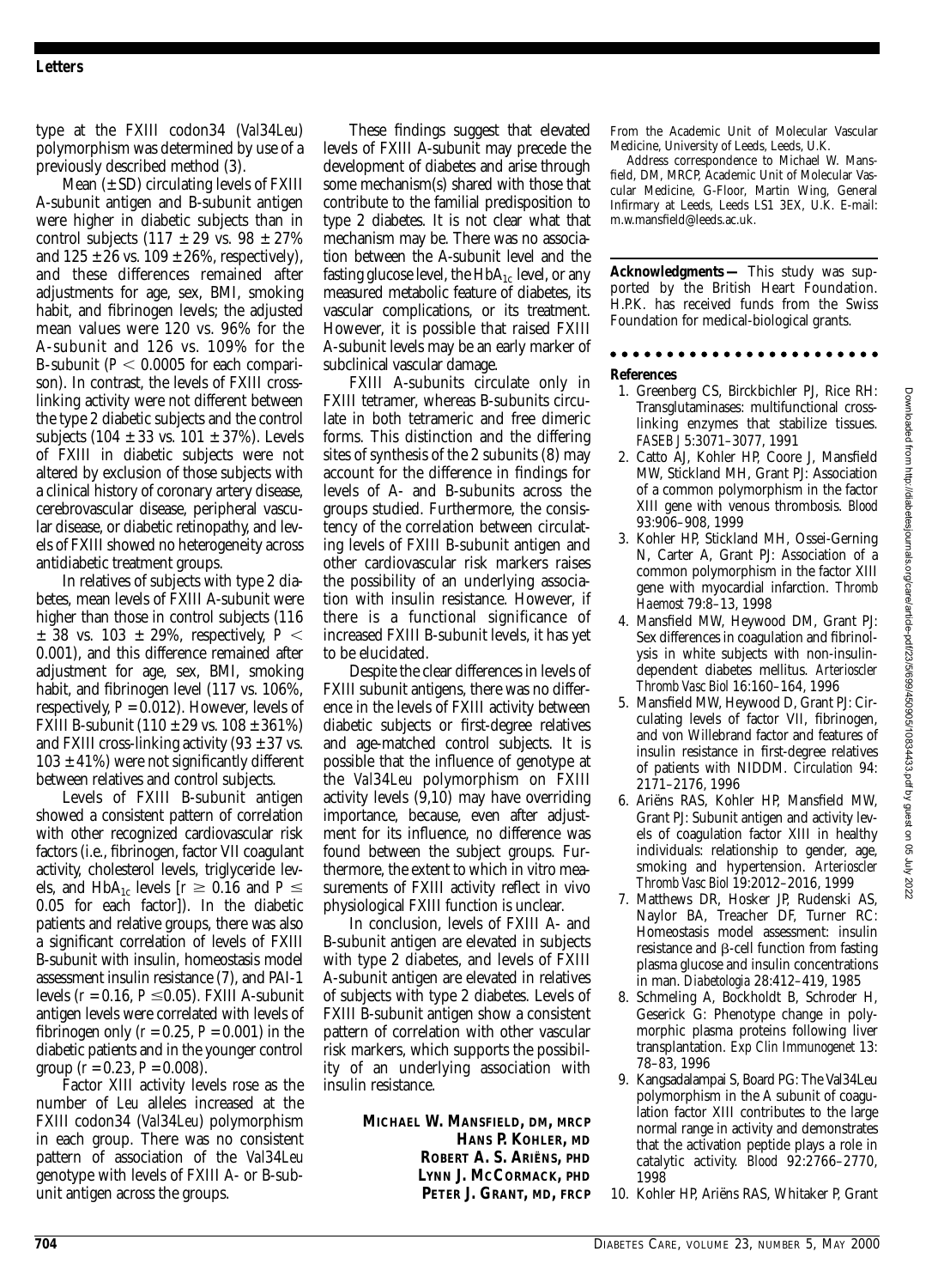type at the FXIII codon34 (*Val34Leu*) polymorphism was determined by use of a previously described method (3).

Mean (± SD) circulating levels of FXIII A-subunit antigen and B-subunit antigen were higher in diabetic subjects than in control subjects (117 ± 29 vs. 98 ± 27% and 125 ± 26 vs. 109 ± 26%, respectively), and these differences remained after adjustments for age, sex, BMI, smoking habit, and fibrinogen levels; the adjusted mean values were 120 vs. 96% for the A-subunit and 126 vs. 109% for the B-subunit ($P < 0.0005$ for each comparison). In contrast, the levels of FXIII cross-linking activity were not different between the type 2 diabetic subjects and the control subjects (104 ± 33 vs. 101 ± 37%). Levels of FXIII in diabetic subjects were not altered by exclusion of those subjects with a clinical history of coronary artery disease, cerebrovascular disease, peripheral vascular disease, or diabetic retinopathy, and levels of FXIII showed no heterogeneity across antidiabetic treatment groups.

In relatives of subjects with type 2 diabetes, mean levels of FXIII A-subunit were higher than those in control subjects (116 ± 38 vs. 103 ± 29%, respectively, $P < 0.001$), and this difference remained after adjustment for age, sex, BMI, smoking habit, and fibrinogen level (117 vs. 106%, respectively, $P = 0.012$). However, levels of FXIII B-subunit (110 ± 29 vs. 108 ± 361%) and FXIII cross-linking activity (93 ± 37 vs. 103 ± 41%) were not significantly different between relatives and control subjects.

Levels of FXIII B-subunit antigen showed a consistent pattern of correlation with other recognized cardiovascular risk factors (i.e., fibrinogen, factor VII coagulant activity, cholesterol levels, triglyceride levels, and $HbA_{1c}$ levels [$r \geq 0.16$ and $P \leq 0.05$ for each factor]). In the diabetic patients and relative groups, there was also a significant correlation of levels of FXIII B-subunit with insulin, homeostasis model assessment insulin resistance (7), and PAI-1 levels ($r = 0.16$, $P \leq 0.05$). FXIII A-subunit antigen levels were correlated with levels of fibrinogen only ($r = 0.25$, $P = 0.001$) in the diabetic patients and in the younger control group ($r = 0.23$, $P = 0.008$).

Factor XIII activity levels rose as the number of *Leu* alleles increased at the FXIII codon34 (*Val34Leu*) polymorphism in each group. There was no consistent pattern of association of the *Val34Leu* genotype with levels of FXIII A- or B-subunit antigen across the groups.

These findings suggest that elevated levels of FXIII A-subunit may precede the development of diabetes and arise through some mechanism(s) shared with those that contribute to the familial predisposition to type 2 diabetes. It is not clear what that mechanism may be. There was no association between the A-subunit level and the fasting glucose level, the $HbA_{1c}$ level, or any measured metabolic feature of diabetes, its vascular complications, or its treatment. However, it is possible that raised FXIII A-subunit levels may be an early marker of subclinical vascular damage.

FXIII A-subunits circulate only in FXIII tetramer, whereas B-subunits circulate in both tetrameric and free dimeric forms. This distinction and the differing sites of synthesis of the 2 subunits (8) may account for the difference in findings for levels of A- and B-subunits across the groups studied. Furthermore, the consistency of the correlation between circulating levels of FXIII B-subunit antigen and other cardiovascular risk markers raises the possibility of an underlying association with insulin resistance. However, if there is a functional significance of increased FXIII B-subunit levels, it has yet to be elucidated.

Despite the clear differences in levels of FXIII subunit antigens, there was no difference in the levels of FXIII activity between diabetic subjects or first-degree relatives and age-matched control subjects. It is possible that the influence of genotype at the *Val34Leu* polymorphism on FXIII activity levels (9,10) may have overriding importance, because, even after adjustment for its influence, no difference was found between the subject groups. Furthermore, the extent to which in vitro measurements of FXIII activity reflect in vivo physiological FXIII function is unclear.

In conclusion, levels of FXIII A- and B-subunit antigen are elevated in subjects with type 2 diabetes, and levels of FXIII A-subunit antigen are elevated in relatives of subjects with type 2 diabetes. Levels of FXIII B-subunit antigen show a consistent pattern of correlation with other vascular risk markers, which supports the possibility of an underlying association with insulin resistance.

**MICHAEL W. MANSFIELD, DM, MRCP**
**HANS P. KOHLER, MD**
**ROBERT A. S. ARIËNS, PHD**
**LYNN J. MCCORMACK, PHD**
**PETER J. GRANT, MD, FRCP**

From the Academic Unit of Molecular Vascular Medicine, University of Leeds, Leeds, U.K.

Address correspondence to Michael W. Mansfield, DM, MRCP, Academic Unit of Molecular Vascular Medicine, G-Floor, Martin Wing, General Infirmary at Leeds, Leeds LS1 3EX, U.K. E-mail: m.w.mansfield@leeds.ac.uk.

**Acknowledgments —** This study was supported by the British Heart Foundation. H.P.K. has received funds from the Swiss Foundation for medical-biological grants.

**References**

1. Greenberg CS, Birckbichler PJ, Rice RH: Transglutaminases: multifunctional cross-linking enzymes that stabilize tissues. *FASEB J* 5:3071–3077, 1991
2. Catto AJ, Kohler HP, Coore J, Mansfield MW, Stickland MH, Grant PJ: Association of a common polymorphism in the factor XIII gene with venous thrombosis. *Blood* 93:906–908, 1999
3. Kohler HP, Stickland MH, Ossei-Gerning N, Carter A, Grant PJ: Association of a common polymorphism in the factor XIII gene with myocardial infarction. *Thromb Haemost* 79:8–13, 1998
4. Mansfield MW, Heywood DM, Grant PJ: Sex differences in coagulation and fibrinolysis in white subjects with non-insulin-dependent diabetes mellitus. *Arterioscler Thromb Vasc Biol* 16:160–164, 1996
5. Mansfield MW, Heywood D, Grant PJ: Circulating levels of factor VII, fibrinogen, and von Willebrand factor and features of insulin resistance in first-degree relatives of patients with NIDDM. *Circulation* 94: 2171–2176, 1996
6. Ariëns RAS, Kohler HP, Mansfield MW, Grant PJ: Subunit antigen and activity levels of coagulation factor XIII in healthy individuals: relationship to gender, age, smoking and hypertension. *Arterioscler Thromb Vasc Biol* 19:2012–2016, 1999
7. Matthews DR, Hosker JP, Rudenski AS, Naylor BA, Treacher DF, Turner RC: Homeostasis model assessment: insulin resistance and β-cell function from fasting plasma glucose and insulin concentrations in man. *Diabetologia* 28:412–419, 1985
8. Schmeling A, Bockholdt B, Schroder H, Geserick G: Phenotype change in polymorphic plasma proteins following liver transplantation. *Exp Clin Immunogenet* 13: 78–83, 1996
9. Kangsadalampai S, Board PG: The Val34Leu polymorphism in the A subunit of coagulation factor XIII contributes to the large normal range in activity and demonstrates that the activation peptide plays a role in catalytic activity. *Blood* 92:2766–2770, 1998
10. Kohler HP, Ariëns RAS, Whitaker P, Grant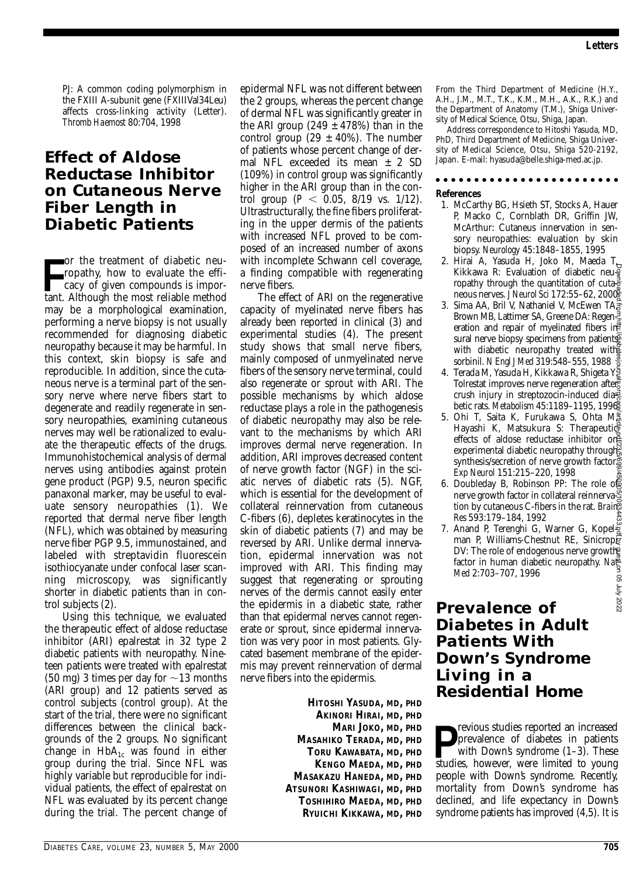PJ: A common coding polymorphism in the FXIII A-subunit gene (FXIIIVal34Leu) affects cross-linking activity (Letter). *Thromb Haemost* 80:704, 1998

## Effect of Aldose Reductase Inhibitor on Cutaneous Nerve Fiber Length in Diabetic Patients

For the treatment of diabetic neuropathy, how to evaluate the efficacy of given compounds is important. Although the most reliable method may be a morphological examination, performing a nerve biopsy is not usually recommended for diagnosing diabetic neuropathy because it may be harmful. In this context, skin biopsy is safe and reproducible. In addition, since the cutaneous nerve is a terminal part of the sensory nerve where nerve fibers start to degenerate and readily regenerate in sensory neuropathies, examining cutaneous nerves may well be rationalized to evaluate the therapeutic effects of the drugs. Immunohistochemical analysis of dermal nerves using antibodies against protein gene product (PGP) 9.5, neuron specific panaxonal marker, may be useful to evaluate sensory neuropathies (1). We reported that dermal nerve fiber length (NFL), which was obtained by measuring nerve fiber PGP 9.5, immunostained, and labeled with streptavidin fluorescein isothiocyanate under confocal laser scanning microscopy, was significantly shorter in diabetic patients than in control subjects (2).

Using this technique, we evaluated the therapeutic effect of aldose reductase inhibitor (ARI) epalrestat in 32 type 2 diabetic patients with neuropathy. Nineteen patients were treated with epalrestat (50 mg) 3 times per day for ~13 months (ARI group) and 12 patients served as control subjects (control group). At the start of the trial, there were no significant differences between the clinical backgrounds of the 2 groups. No significant change in $HbA_{1c}$ was found in either group during the trial. Since NFL was highly variable but reproducible for individual patients, the effect of epalrestat on NFL was evaluated by its percent change during the trial. The percent change of epidermal NFL was not different between the 2 groups, whereas the percent change of dermal NFL was significantly greater in the ARI group (249 ± 478%) than in the control group (29 ± 40%). The number of patients whose percent change of dermal NFL exceeded its mean ± 2 SD (109%) in control group was significantly higher in the ARI group than in the control group ($P < 0.05$, 8/19 vs. 1/12). Ultrastructurally, the fine fibers proliferating in the upper dermis of the patients with increased NFL proved to be composed of an increased number of axons with incomplete Schwann cell coverage, a finding compatible with regenerating nerve fibers.

The effect of ARI on the regenerative capacity of myelinated nerve fibers has already been reported in clinical (3) and experimental studies (4). The present study shows that small nerve fibers, mainly composed of unmyelinated nerve fibers of the sensory nerve terminal, could also regenerate or sprout with ARI. The possible mechanisms by which aldose reductase plays a role in the pathogenesis of diabetic neuropathy may also be relevant to the mechanisms by which ARI improves dermal nerve regeneration. In addition, ARI improves decreased content of nerve growth factor (NGF) in the sciatic nerves of diabetic rats (5). NGF, which is essential for the development of collateral reinnervation from cutaneous C-fibers (6), depletes keratinocytes in the skin of diabetic patients (7) and may be reversed by ARI. Unlike dermal innervation, epidermal innervation was not improved with ARI. This finding may suggest that regenerating or sprouting nerves of the dermis cannot easily enter the epidermis in a diabetic state, rather than that epidermal nerves cannot regenerate or sprout, since epidermal innervation was very poor in most patients. Glycated basement membrane of the epidermis may prevent reinnervation of dermal nerve fibers into the epidermis.

**HITOSHI YASUDA, MD, PHD**
**AKINORI HIRAI, MD, PHD**
**MARI JOKO, MD, PHD**
**MASAHIKO TERADA, MD, PHD**
**TORU KAWABATA, MD, PHD**
**KENGO MAEDA, MD, PHD**
**MASAKAZU HANEDA, MD, PHD**
**ATSUNORI KASHIWAGI, MD, PHD**
**TOSHIHIRO MAEDA, MD, PHD**
**RYUICHI KIKKAWA, MD, PHD**

From the Third Department of Medicine (H.Y., A.H., J.M., M.T., T.K., K.M., M.H., A.K., R.K.) and the Department of Anatomy (T.M.), Shiga University of Medical Science, Otsu, Shiga, Japan.

Address correspondence to Hitoshi Yasuda, MD, PhD, Third Department of Medicine, Shiga University of Medical Science, Otsu, Shiga 520-2192, Japan. E-mail: hyasuda@belle.shiga-med.ac.jp.

### References

1. McCarthy BG, Hsieh ST, Stocks A, Hauer P, Macko C, Cornblath DR, Griffin JW, McArthur: Cutaneus innervation in sensory neuropathies: evaluation by skin biopsy. *Neurology* 45:1848–1855, 1995
2. Hirai A, Yasuda H, Joko M, Maeda T, Kikkawa R: Evaluation of diabetic neuropathy through the quantitation of cutaneous nerves. *J Neurol Sci* 172:55–62, 2000
3. Sima AA, Bril V, Nathaniel V, McEwen TA, Brown MB, Lattimer SA, Greene DA: Regeneration and repair of myelinated fibers in sural nerve biopsy specimens from patients with diabetic neuropathy treated with sorbinil. *N Engl J Med* 319:548–555, 1988
4. Terada M, Yasuda H, Kikkawa R, Shigeta Y: Tolrestat improves nerve regeneration after crush injury in streptozocin-induced diabetic rats. *Metabolism* 45:1189–1195, 1996
5. Ohi T, Saita K, Furukawa S, Ohta M, Hayashi K, Matsukura S: Therapeutic effects of aldose reductase inhibitor on experimental diabetic neuropathy through synthesis/secretion of nerve growth factor. *Exp Neurol* 151:215–220, 1998
6. Doubleday B, Robinson PP: The role of nerve growth factor in collateral reinnervation by cutaneous C-fibers in the rat. *Brain Res* 593:179–184, 1992
7. Anand P, Terenghi G, Warner G, Kopelman P, Williams-Chestnut RE, Sinicropi DV: The role of endogenous nerve growth factor in human diabetic neuropathy. *Nat Med* 2:703–707, 1996

## Prevalence of Diabetes in Adult Patients With Down's Syndrome Living in a Residential Home

Previous studies reported an increased prevalence of diabetes in patients with Down's syndrome (1–3). These studies, however, were limited to young people with Down's syndrome. Recently, mortality from Down's syndrome has declined, and life expectancy in Down's syndrome patients has improved (4,5). It is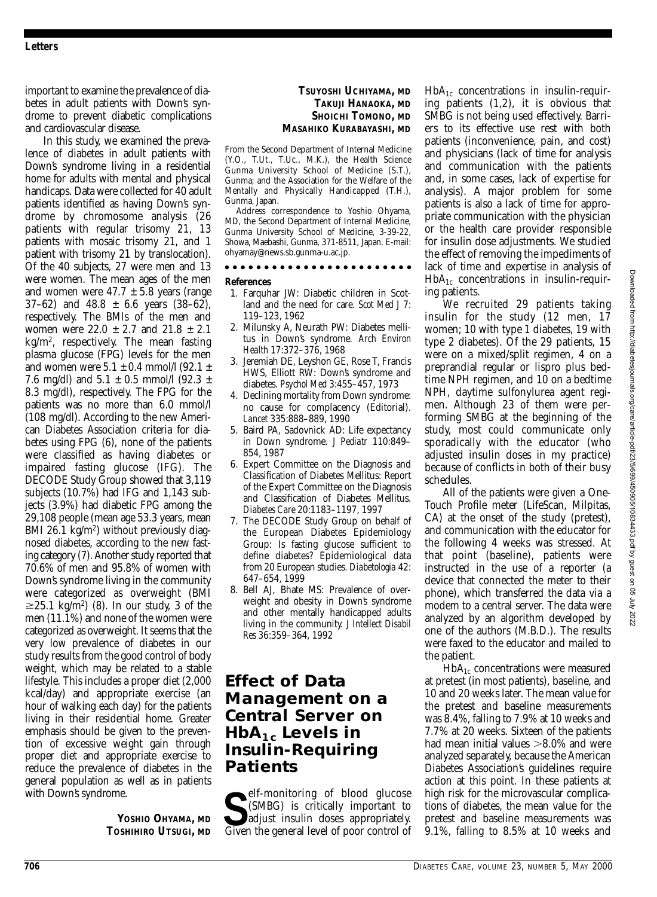important to examine the prevalence of diabetes in adult patients with Down's syndrome to prevent diabetic complications and cardiovascular disease.

In this study, we examined the prevalence of diabetes in adult patients with Down's syndrome living in a residential home for adults with mental and physical handicaps. Data were collected for 40 adult patients identified as having Down's syndrome by chromosome analysis (26 patients with regular trisomy 21, 13 patients with mosaic trisomy 21, and 1 patient with trisomy 21 by translocation). Of the 40 subjects, 27 were men and 13 were women. The mean ages of the men and women were 47.7 ± 5.8 years (range 37–62) and 48.8 ± 6.6 years (38–62), respectively. The BMIs of the men and women were 22.0 ± 2.7 and 21.8 ± 2.1 $kg/m^2$, respectively. The mean fasting plasma glucose (FPG) levels for the men and women were 5.1 ± 0.4 mmol/l (92.1 ± 7.6 mg/dl) and 5.1 ± 0.5 mmol/l (92.3 ± 8.3 mg/dl), respectively. The FPG for the patients was no more than 6.0 mmol/l (108 mg/dl). According to the new American Diabetes Association criteria for diabetes using FPG (6), none of the patients were classified as having diabetes or impaired fasting glucose (IFG). The DECODE Study Group showed that 3,119 subjects (10.7%) had IFG and 1,143 subjects (3.9%) had diabetic FPG among the 29,108 people (mean age 53.3 years, mean BMI 26.1 $kg/m^2$) without previously diagnosed diabetes, according to the new fasting category (7). Another study reported that 70.6% of men and 95.8% of women with Down's syndrome living in the community were categorized as overweight (BMI $\geq$25.1 $kg/m^2$) (8). In our study, 3 of the men (11.1%) and none of the women were categorized as overweight. It seems that the very low prevalence of diabetes in our study results from the good control of body weight, which may be related to a stable lifestyle. This includes a proper diet (2,000 kcal/day) and appropriate exercise (an hour of walking each day) for the patients living in their residential home. Greater emphasis should be given to the prevention of excessive weight gain through proper diet and appropriate exercise to reduce the prevalence of diabetes in the general population as well as in patients with Down's syndrome.

**YOSHIO OHYAMA, MD**
**TOSHIHIRO UTSUGI, MD**
**TSUYOSHI UCHIYAMA, MD**
**TAKUJI HANAOKA, MD**
**SHOICHI TOMONO, MD**
**MASAHIKO KURABAYASHI, MD**

From the Second Department of Internal Medicine (Y.O., T.Ut., T.Uc., M.K.), the Health Science Gunma University School of Medicine (S.T.), Gunma; and the Association for the Welfare of the Mentally and Physically Handicapped (T.H.), Gunma, Japan.

Address correspondence to Yoshio Ohyama, MD, the Second Department of Internal Medicine, Gunma University School of Medicine, 3-39-22, Showa, Maebashi, Gunma, 371-8511, Japan. E-mail: ohyamay@news.sb.gunma-u.ac.jp.

**References**

1. Farquhar JW: Diabetic children in Scotland and the need for care. *Scot Med J* 7: 119–123, 1962
2. Milunsky A, Neurath PW: Diabetes mellitus in Down's syndrome. *Arch Environ Health* 17:372–376, 1968
3. Jeremiah DE, Leyshon GE, Rose T, Francis HWS, Elliott RW: Down's syndrome and diabetes. *Psychol Med* 3:455–457, 1973
4. Declining mortality from Down syndrome: no cause for complacency (Editorial). *Lancet* 335:888–889, 1990
5. Baird PA, Sadovnick AD: Life expectancy in Down syndrome. *J Pediatr* 110:849–854, 1987
6. Expert Committee on the Diagnosis and Classification of Diabetes Mellitus: Report of the Expert Committee on the Diagnosis and Classification of Diabetes Mellitus. *Diabetes Care* 20:1183–1197, 1997
7. The DECODE Study Group on behalf of the European Diabetes Epidemiology Group: Is fasting glucose sufficient to define diabetes? Epidemiological data from 20 European studies. *Diabetologia* 42: 647–654, 1999
8. Bell AJ, Bhate MS: Prevalence of overweight and obesity in Down's syndrome and other mentally handicapped adults living in the community. *J Intellect Disabil Res* 36:359–364, 1992

# Effect of Data Management on a Central Server on $HbA_{1c}$ Levels in Insulin-Requiring Patients

Self-monitoring of blood glucose (SMBG) is critically important to adjust insulin doses appropriately. Given the general level of poor control of $HbA_{1c}$ concentrations in insulin-requiring patients (1,2), it is obvious that SMBG is not being used effectively. Barriers to its effective use rest with both patients (inconvenience, pain, and cost) and physicians (lack of time for analysis and communication with the patients and, in some cases, lack of expertise for analysis). A major problem for some patients is also a lack of time for appropriate communication with the physician or the health care provider responsible for insulin dose adjustments. We studied the effect of removing the impediments of lack of time and expertise in analysis of $HbA_{1c}$ concentrations in insulin-requiring patients.

We recruited 29 patients taking insulin for the study (12 men, 17 women; 10 with type 1 diabetes, 19 with type 2 diabetes). Of the 29 patients, 15 were on a mixed/split regimen, 4 on a preprandial regular or lispro plus bedtime NPH regimen, and 10 on a bedtime NPH, daytime sulfonylurea agent regimen. Although 23 of them were performing SMBG at the beginning of the study, most could communicate only sporadically with the educator (who adjusted insulin doses in my practice) because of conflicts in both of their busy schedules.

All of the patients were given a One-Touch Profile meter (LifeScan, Milpitas, CA) at the onset of the study (pretest), and communication with the educator for the following 4 weeks was stressed. At that point (baseline), patients were instructed in the use of a reporter (a device that connected the meter to their phone), which transferred the data via a modem to a central server. The data were analyzed by an algorithm developed by one of the authors (M.B.D.). The results were faxed to the educator and mailed to the patient.

$HbA_{1c}$ concentrations were measured at pretest (in most patients), baseline, and 10 and 20 weeks later. The mean value for the pretest and baseline measurements was 8.4%, falling to 7.9% at 10 weeks and 7.7% at 20 weeks. Sixteen of the patients had mean initial values >8.0% and were analyzed separately, because the American Diabetes Association's guidelines require action at this point. In these patients at high risk for the microvascular complications of diabetes, the mean value for the pretest and baseline measurements was 9.1%, falling to 8.5% at 10 weeks and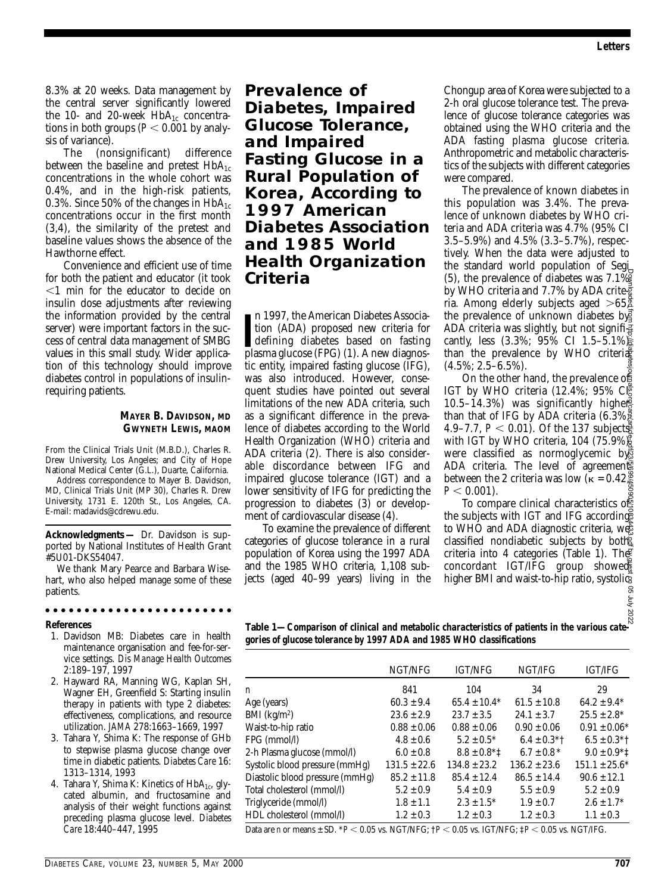8.3% at 20 weeks. Data management by the central server significantly lowered the 10- and 20-week $HbA_{1c}$ concentrations in both groups ($P < 0.001$ by analysis of variance).

The (nonsignificant) difference between the baseline and pretest $HbA_{1c}$ concentrations in the whole cohort was 0.4%, and in the high-risk patients, 0.3%. Since 50% of the changes in $HbA_{1c}$ concentrations occur in the first month (3,4), the similarity of the pretest and baseline values shows the absence of the Hawthorne effect.

Convenience and efficient use of time for both the patient and educator (it took <1 min for the educator to decide on insulin dose adjustments after reviewing the information provided by the central server) were important factors in the success of central data management of SMBG values in this small study. Wider application of this technology should improve diabetes control in populations of insulin-requiring patients.

**MAYER B. DAVIDSON, MD**
**GWYNETH LEWIS, MAOM**

From the Clinical Trials Unit (M.B.D.), Charles R. Drew University, Los Angeles; and City of Hope National Medical Center (G.L.), Duarte, California.

Address correspondence to Mayer B. Davidson, MD, Clinical Trials Unit (MP 30), Charles R. Drew University, 1731 E. 120th St., Los Angeles, CA. E-mail: madavids@cdrewu.edu.

**Acknowledgments —** Dr. Davidson is supported by National Institutes of Health Grant #5U01-DKS54047.

We thank Mary Pearce and Barbara Wisehart, who also helped manage some of these patients.

#### References

1. Davidson MB: Diabetes care in health maintenance organisation and fee-for-service settings. *Dis Manage Health Outcomes* 2:189–197, 1997
2. Hayward RA, Manning WG, Kaplan SH, Wagner EH, Greenfield S: Starting insulin therapy in patients with type 2 diabetes: effectiveness, complications, and resource utilization. *JAMA* 278:1663–1669, 1997
3. Tahara Y, Shima K: The response of GHb to stepwise plasma glucose change over time in diabetic patients. *Diabetes Care* 16: 1313–1314, 1993
4. Tahara Y, Shima K: Kinetics of $HbA_{1c}$, glycated albumin, and fructosamine and analysis of their weight functions against preceding plasma glucose level. *Diabetes Care* 18:440–447, 1995

## Prevalence of Diabetes, Impaired Glucose Tolerance, and Impaired Fasting Glucose in a Rural Population of Korea, According to 1997 American Diabetes Association and 1985 World Health Organization Criteria

In 1997, the American Diabetes Association (ADA) proposed new criteria for defining diabetes based on fasting plasma glucose (FPG) (1). A new diagnostic entity, impaired fasting glucose (IFG), was also introduced. However, consequent studies have pointed out several limitations of the new ADA criteria, such as a significant difference in the prevalence of diabetes according to the World Health Organization (WHO) criteria and ADA criteria (2). There is also considerable discordance between IFG and impaired glucose tolerance (IGT) and a lower sensitivity of IFG for predicting the progression to diabetes (3) or development of cardiovascular disease (4).

To examine the prevalence of different categories of glucose tolerance in a rural population of Korea using the 1997 ADA and the 1985 WHO criteria, 1,108 subjects (aged 40–99 years) living in the Chongup area of Korea were subjected to a 2-h oral glucose tolerance test. The prevalence of glucose tolerance categories was obtained using the WHO criteria and the ADA fasting plasma glucose criteria. Anthropometric and metabolic characteristics of the subjects with different categories were compared.

The prevalence of known diabetes in this population was 3.4%. The prevalence of unknown diabetes by WHO criteria and ADA criteria was 4.7% (95% CI 3.5–5.9%) and 4.5% (3.3–5.7%), respectively. When the data were adjusted to the standard world population of Segi (5), the prevalence of diabetes was 7.1% by WHO criteria and 7.7% by ADA criteria. Among elderly subjects aged >65, the prevalence of unknown diabetes by ADA criteria was slightly, but not significantly, less (3.3%; 95% CI 1.5–5.1%) than the prevalence by WHO criteria (4.5%; 2.5–6.5%).

On the other hand, the prevalence of IGT by WHO criteria (12.4%; 95% CI 10.5–14.3%) was significantly higher than that of IFG by ADA criteria (6.3%; 4.9–7.7, $P < 0.01$). Of the 137 subjects with IGT by WHO criteria, 104 (75.9%) were classified as normoglycemic by ADA criteria. The level of agreement between the 2 criteria was low ($\kappa = 0.42$, $P < 0.001$).

To compare clinical characteristics of the subjects with IGT and IFG according to WHO and ADA diagnostic criteria, we classified nondiabetic subjects by both criteria into 4 categories (Table 1). The concordant IGT/IFG group showed higher BMI and waist-to-hip ratio, systolic

**Table 1—Comparison of clinical and metabolic characteristics of patients in the various categories of glucose tolerance by 1997 ADA and 1985 WHO classifications**

| | NGT/NFG | IGT/NFG | NGT/IFG | IGT/IFG |
|---|---|---|---|---|
| n | 841 | 104 | 34 | 29 |
| Age (years) | 60.3 ± 9.4 | 65.4 ± 10.4* | 61.5 ± 10.8 | 64.2 ± 9.4* |
| BMI (kg/m²) | 23.6 ± 2.9 | 23.7 ± 3.5 | 24.1 ± 3.7 | 25.5 ± 2.8* |
| Waist-to-hip ratio | 0.88 ± 0.06 | 0.88 ± 0.06 | 0.90 ± 0.06 | 0.91 ± 0.06* |
| FPG (mmol/l) | 4.8 ± 0.6 | 5.2 ± 0.5* | 6.4 ± 0.3*† | 6.5 ± 0.3*† |
| 2-h Plasma glucose (mmol/l) | 6.0 ± 0.8 | 8.8 ± 0.8*‡ | 6.7 ± 0.8* | 9.0 ± 0.9*‡ |
| Systolic blood pressure (mmHg) | 131.5 ± 22.6 | 134.8 ± 23.2 | 136.2 ± 23.6 | 151.1 ± 25.6* |
| Diastolic blood pressure (mmHg) | 85.2 ± 11.8 | 85.4 ± 12.4 | 86.5 ± 14.4 | 90.6 ± 12.1 |
| Total cholesterol (mmol/l) | 5.2 ± 0.9 | 5.4 ± 0.9 | 5.5 ± 0.9 | 5.2 ± 0.9 |
| Triglyceride (mmol/l) | 1.8 ± 1.1 | 2.3 ± 1.5* | 1.9 ± 0.7 | 2.6 ± 1.7* |
| HDL cholesterol (mmol/l) | 1.2 ± 0.3 | 1.2 ± 0.3 | 1.2 ± 0.3 | 1.1 ± 0.3 |

Data are n or means ± SD. *$P < 0.05$ vs. NGT/NFG; †$P < 0.05$ vs. IGT/NFG; ‡$P < 0.05$ vs. NGT/IFG.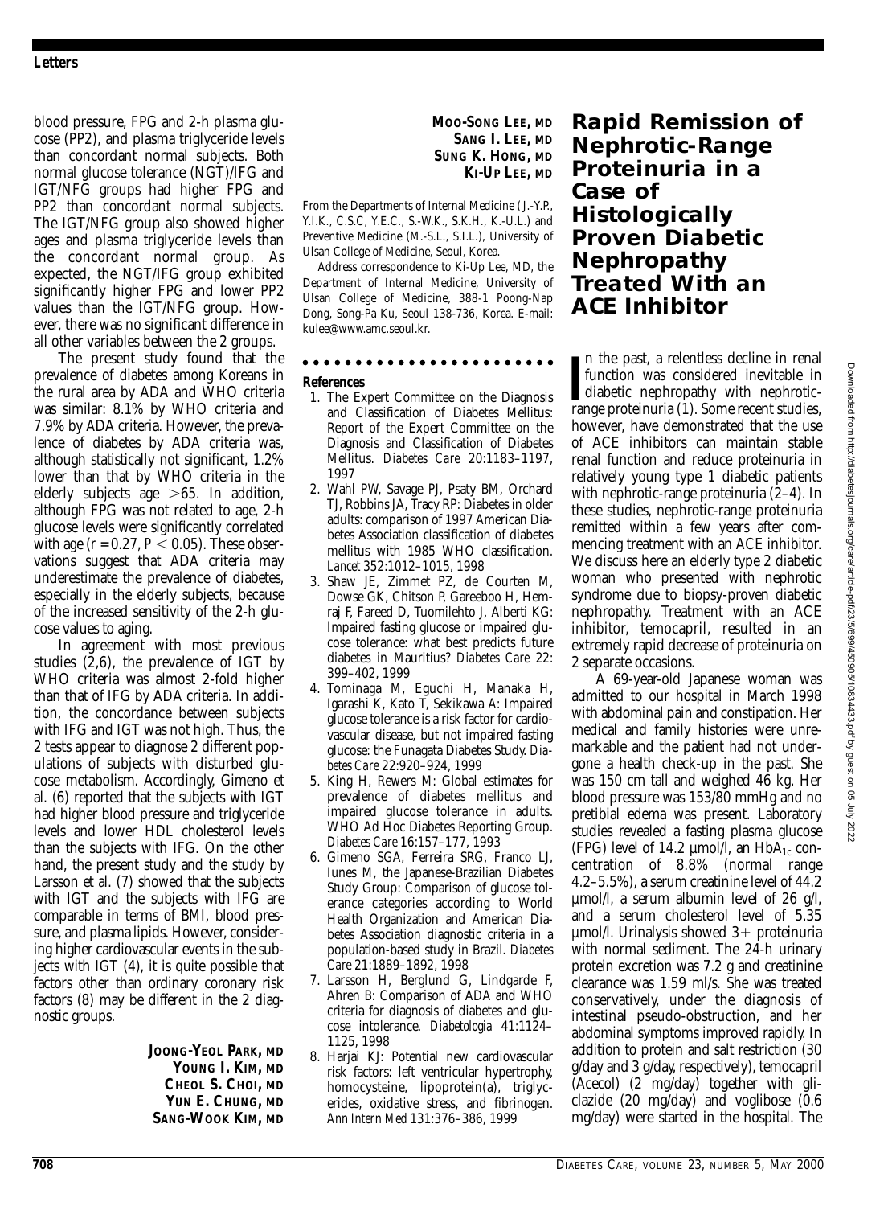blood pressure, FPG and 2-h plasma glucose (PP2), and plasma triglyceride levels than concordant normal subjects. Both normal glucose tolerance (NGT)/IFG and IGT/NFG groups had higher FPG and PP2 than concordant normal subjects. The IGT/NFG group also showed higher ages and plasma triglyceride levels than the concordant normal group. As expected, the NGT/IFG group exhibited significantly higher FPG and lower PP2 values than the IGT/NFG group. However, there was no significant difference in all other variables between the 2 groups.

The present study found that the prevalence of diabetes among Koreans in the rural area by ADA and WHO criteria was similar: 8.1% by WHO criteria and 7.9% by ADA criteria. However, the prevalence of diabetes by ADA criteria was, although statistically not significant, 1.2% lower than that by WHO criteria in the elderly subjects age >65. In addition, although FPG was not related to age, 2-h glucose levels were significantly correlated with age ($r = 0.27$, $P < 0.05$). These observations suggest that ADA criteria may underestimate the prevalence of diabetes, especially in the elderly subjects, because of the increased sensitivity of the 2-h glucose values to aging.

In agreement with most previous studies (2,6), the prevalence of IGT by WHO criteria was almost 2-fold higher than that of IFG by ADA criteria. In addition, the concordance between subjects with IFG and IGT was not high. Thus, the 2 tests appear to diagnose 2 different populations of subjects with disturbed glucose metabolism. Accordingly, Gimeno et al. (6) reported that the subjects with IGT had higher blood pressure and triglyceride levels and lower HDL cholesterol levels than the subjects with IFG. On the other hand, the present study and the study by Larsson et al. (7) showed that the subjects with IGT and the subjects with IFG are comparable in terms of BMI, blood pressure, and plasma lipids. However, considering higher cardiovascular events in the subjects with IGT (4), it is quite possible that factors other than ordinary coronary risk factors (8) may be different in the 2 diagnostic groups.

**JOONG-YEOL PARK, MD**
**YOUNG I. KIM, MD**
**CHEOL S. CHOI, MD**
**YUN E. CHUNG, MD**
**SANG-WOOK KIM, MD**
**MOO-SONG LEE, MD**
**SANG I. LEE, MD**
**SUNG K. HONG, MD**
**KI-UP LEE, MD**

From the Departments of Internal Medicine (J.-Y.P., Y.I.K., C.S.C, Y.E.C., S.-W.K., S.K.H., K.-U.L.) and Preventive Medicine (M.-S.L., S.I.L.), University of Ulsan College of Medicine, Seoul, Korea.

Address correspondence to Ki-Up Lee, MD, the Department of Internal Medicine, University of Ulsan College of Medicine, 388-1 Poong-Nap Dong, Song-Pa Ku, Seoul 138-736, Korea. E-mail: kulee@www.amc.seoul.kr.

**References**

1. The Expert Committee on the Diagnosis and Classification of Diabetes Mellitus: Report of the Expert Committee on the Diagnosis and Classification of Diabetes Mellitus. *Diabetes Care* 20:1183–1197, 1997
2. Wahl PW, Savage PJ, Psaty BM, Orchard TJ, Robbins JA, Tracy RP: Diabetes in older adults: comparison of 1997 American Diabetes Association classification of diabetes mellitus with 1985 WHO classification. *Lancet* 352:1012–1015, 1998
3. Shaw JE, Zimmet PZ, de Courten M, Dowse GK, Chitson P, Gareeboo H, Hemraj F, Fareed D, Tuomilehto J, Alberti KG: Impaired fasting glucose or impaired glucose tolerance: what best predicts future diabetes in Mauritius? *Diabetes Care* 22: 399–402, 1999
4. Tominaga M, Eguchi H, Manaka H, Igarashi K, Kato T, Sekikawa A: Impaired glucose tolerance is a risk factor for cardiovascular disease, but not impaired fasting glucose: the Funagata Diabetes Study. *Diabetes Care* 22:920–924, 1999
5. King H, Rewers M: Global estimates for prevalence of diabetes mellitus and impaired glucose tolerance in adults. WHO Ad Hoc Diabetes Reporting Group. *Diabetes Care* 16:157–177, 1993
6. Gimeno SGA, Ferreira SRG, Franco LJ, Iunes M, the Japanese-Brazilian Diabetes Study Group: Comparison of glucose tolerance categories according to World Health Organization and American Diabetes Association diagnostic criteria in a population-based study in Brazil. *Diabetes Care* 21:1889–1892, 1998
7. Larsson H, Berglund G, Lindgarde F, Ahren B: Comparison of ADA and WHO criteria for diagnosis of diabetes and glucose intolerance. *Diabetologia* 41:1124–1125, 1998
8. Harjai KJ: Potential new cardiovascular risk factors: left ventricular hypertrophy, homocysteine, lipoprotein(a), triglycerides, oxidative stress, and fibrinogen. *Ann Intern Med* 131:376–386, 1999

# Rapid Remission of Nephrotic-Range Proteinuria in a Case of Histologically Proven Diabetic Nephropathy Treated With an ACE Inhibitor

In the past, a relentless decline in renal function was considered inevitable in diabetic nephropathy with nephrotic-range proteinuria (1). Some recent studies, however, have demonstrated that the use of ACE inhibitors can maintain stable renal function and reduce proteinuria in relatively young type 1 diabetic patients with nephrotic-range proteinuria (2–4). In these studies, nephrotic-range proteinuria remitted within a few years after commencing treatment with an ACE inhibitor. We discuss here an elderly type 2 diabetic woman who presented with nephrotic syndrome due to biopsy-proven diabetic nephropathy. Treatment with an ACE inhibitor, temocapril, resulted in an extremely rapid decrease of proteinuria on 2 separate occasions.

A 69-year-old Japanese woman was admitted to our hospital in March 1998 with abdominal pain and constipation. Her medical and family histories were unremarkable and the patient had not undergone a health check-up in the past. She was 150 cm tall and weighed 46 kg. Her blood pressure was 153/80 mmHg and no pretibial edema was present. Laboratory studies revealed a fasting plasma glucose (FPG) level of 14.2 µmol/l, an $HbA_{1c}$ concentration of 8.8% (normal range 4.2–5.5%), a serum creatinine level of 44.2 µmol/l, a serum albumin level of 26 g/l, and a serum cholesterol level of 5.35 µmol/l. Urinalysis showed 3+ proteinuria with normal sediment. The 24-h urinary protein excretion was 7.2 g and creatinine clearance was 1.59 ml/s. She was treated conservatively, under the diagnosis of intestinal pseudo-obstruction, and her abdominal symptoms improved rapidly. In addition to protein and salt restriction (30 g/day and 3 g/day, respectively), temocapril (Acecol) (2 mg/day) together with gliclazide (20 mg/day) and voglibose (0.6 mg/day) were started in the hospital. The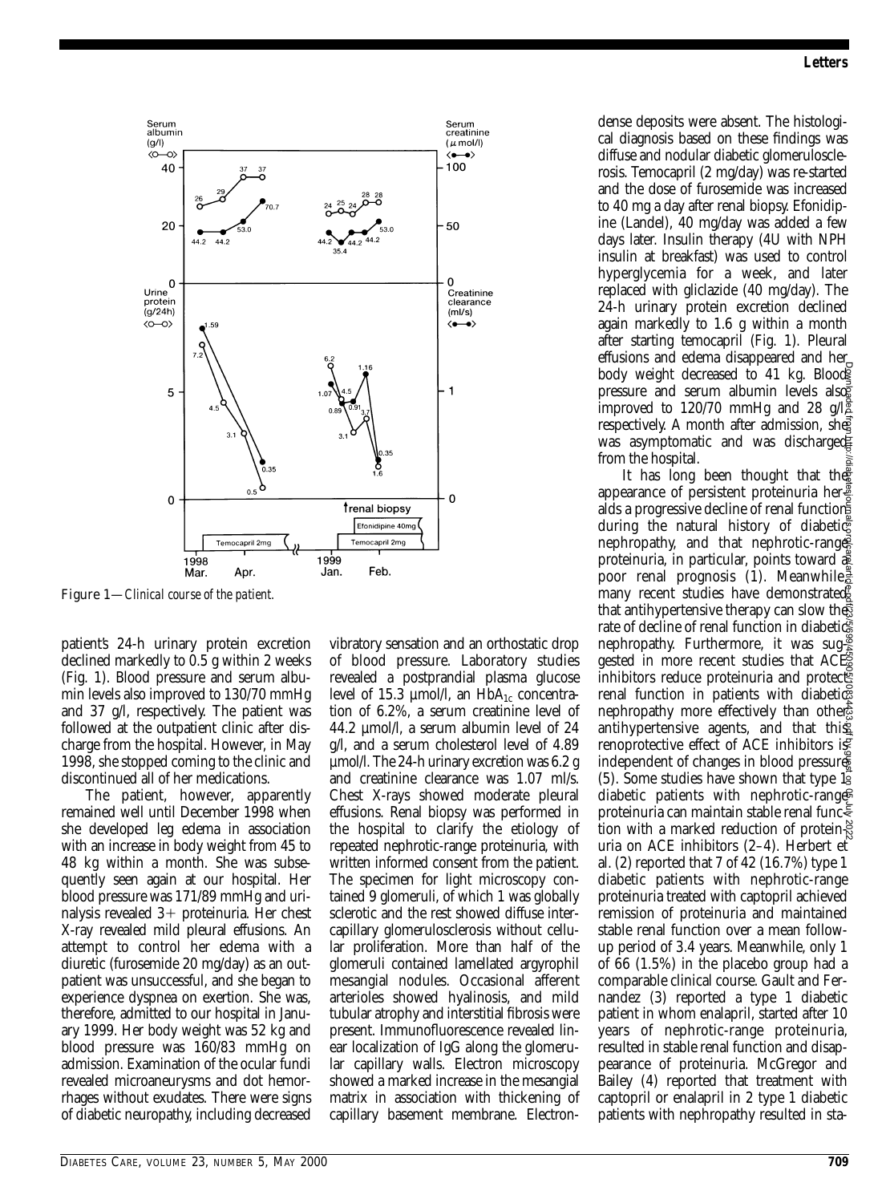Figure 1—*Clinical course of the patient.*

patient's 24-h urinary protein excretion declined markedly to 0.5 g within 2 weeks (Fig. 1). Blood pressure and serum albumin levels also improved to 130/70 mmHg and 37 g/l, respectively. The patient was followed at the outpatient clinic after discharge from the hospital. However, in May 1998, she stopped coming to the clinic and discontinued all of her medications.

The patient, however, apparently remained well until December 1998 when she developed leg edema in association with an increase in body weight from 45 to 48 kg within a month. She was subsequently seen again at our hospital. Her blood pressure was 171/89 mmHg and urinalysis revealed 3+ proteinuria. Her chest X-ray revealed mild pleural effusions. An attempt to control her edema with a diuretic (furosemide 20 mg/day) as an outpatient was unsuccessful, and she began to experience dyspnea on exertion. She was, therefore, admitted to our hospital in January 1999. Her body weight was 52 kg and blood pressure was 160/83 mmHg on admission. Examination of the ocular fundi revealed microaneurysms and dot hemorrhages without exudates. There were signs of diabetic neuropathy, including decreased vibratory sensation and an orthostatic drop of blood pressure. Laboratory studies revealed a postprandial plasma glucose level of 15.3 µmol/l, an $HbA_{1c}$ concentration of 6.2%, a serum creatinine level of 44.2 µmol/l, a serum albumin level of 24 g/l, and a serum cholesterol level of 4.89 µmol/l. The 24-h urinary excretion was 6.2 g and creatinine clearance was 1.07 ml/s. Chest X-rays showed moderate pleural effusions. Renal biopsy was performed in the hospital to clarify the etiology of repeated nephrotic-range proteinuria, with written informed consent from the patient. The specimen for light microscopy contained 9 glomeruli, of which 1 was globally sclerotic and the rest showed diffuse intercapillary glomerulosclerosis without cellular proliferation. More than half of the glomeruli contained lamellated argyrophil mesangial nodules. Occasional afferent arterioles showed hyalinosis, and mild tubular atrophy and interstitial fibrosis were present. Immunofluorescence revealed linear localization of IgG along the glomerular capillary walls. Electron microscopy showed a marked increase in the mesangial matrix in association with thickening of capillary basement membrane. Electron-dense deposits were absent. The histological diagnosis based on these findings was diffuse and nodular diabetic glomerulosclerosis. Temocapril (2 mg/day) was re-started and the dose of furosemide was increased to 40 mg a day after renal biopsy. Efonidipine (Landel), 40 mg/day was added a few days later. Insulin therapy (4U with NPH insulin at breakfast) was used to control hyperglycemia for a week, and later replaced with gliclazide (40 mg/day). The 24-h urinary protein excretion declined again markedly to 1.6 g within a month after starting temocapril (Fig. 1). Pleural effusions and edema disappeared and her body weight decreased to 41 kg. Blood pressure and serum albumin levels also improved to 120/70 mmHg and 28 g/l, respectively. A month after admission, she was asymptomatic and was discharged from the hospital.

It has long been thought that the appearance of persistent proteinuria heralds a progressive decline of renal function during the natural history of diabetic nephropathy, and that nephrotic-range proteinuria, in particular, points toward a poor renal prognosis (1). Meanwhile, many recent studies have demonstrated that antihypertensive therapy can slow the rate of decline of renal function in diabetic nephropathy. Furthermore, it was suggested in more recent studies that ACE inhibitors reduce proteinuria and protect renal function in patients with diabetic nephropathy more effectively than other antihypertensive agents, and that this renoprotective effect of ACE inhibitors is independent of changes in blood pressure (5). Some studies have shown that type 1 diabetic patients with nephrotic-range proteinuria can maintain stable renal function with a marked reduction of proteinuria on ACE inhibitors (2–4). Herbert et al. (2) reported that 7 of 42 (16.7%) type 1 diabetic patients with nephrotic-range proteinuria treated with captopril achieved remission of proteinuria and maintained stable renal function over a mean follow-up period of 3.4 years. Meanwhile, only 1 of 66 (1.5%) in the placebo group had a comparable clinical course. Gault and Fernandez (3) reported a type 1 diabetic patient in whom enalapril, started after 10 years of nephrotic-range proteinuria, resulted in stable renal function and disappearance of proteinuria. McGregor and Bailey (4) reported that treatment with captopril or enalapril in 2 type 1 diabetic patients with nephropathy resulted in sta-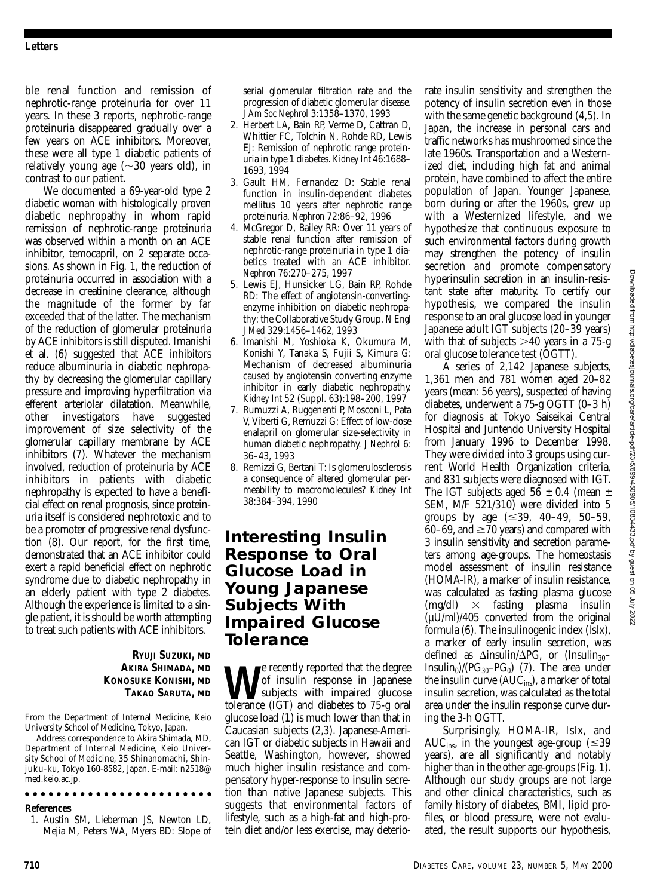ble renal function and remission of nephrotic-range proteinuria for over 11 years. In these 3 reports, nephrotic-range proteinuria disappeared gradually over a few years on ACE inhibitors. Moreover, these were all type 1 diabetic patients of relatively young age (~30 years old), in contrast to our patient.

We documented a 69-year-old type 2 diabetic woman with histologically proven diabetic nephropathy in whom rapid remission of nephrotic-range proteinuria was observed within a month on an ACE inhibitor, temocapril, on 2 separate occasions. As shown in Fig. 1, the reduction of proteinuria occurred in association with a decrease in creatinine clearance, although the magnitude of the former by far exceeded that of the latter. The mechanism of the reduction of glomerular proteinuria by ACE inhibitors is still disputed. Imanishi et al. (6) suggested that ACE inhibitors reduce albuminuria in diabetic nephropathy by decreasing the glomerular capillary pressure and improving hyperfiltration via efferent arteriolar dilatation. Meanwhile, other investigators have suggested improvement of size selectivity of the glomerular capillary membrane by ACE inhibitors (7). Whatever the mechanism involved, reduction of proteinuria by ACE inhibitors in patients with diabetic nephropathy is expected to have a beneficial effect on renal prognosis, since proteinuria itself is considered nephrotoxic and to be a promoter of progressive renal dysfunction (8). Our report, for the first time, demonstrated that an ACE inhibitor could exert a rapid beneficial effect on nephrotic syndrome due to diabetic nephropathy in an elderly patient with type 2 diabetes. Although the experience is limited to a single patient, it is should be worth attempting to treat such patients with ACE inhibitors.

**RYUJI SUZUKI, MD**
**AKIRA SHIMADA, MD**
**KONOSUKE KONISHI, MD**
**TAKAO SARUTA, MD**

From the Department of Internal Medicine, Keio University School of Medicine, Tokyo, Japan.

Address correspondence to Akira Shimada, MD, Department of Internal Medicine, Keio University School of Medicine, 35 Shinanomachi, Shinjuku-ku, Tokyo 160-8582, Japan. E-mail: n2518@med.keio.ac.jp.

**References**

1. Austin SM, Lieberman JS, Newton LD, Mejia M, Peters WA, Myers BD: Slope of serial glomerular filtration rate and the progression of diabetic glomerular disease. *J Am Soc Nephrol* 3:1358–1370, 1993
2. Herbert LA, Bain RP, Verme D, Cattran D, Whittier FC, Tolchin N, Rohde RD, Lewis EJ: Remission of nephrotic range proteinuria in type 1 diabetes. *Kidney Int* 46:1688–1693, 1994
3. Gault HM, Fernandez D: Stable renal function in insulin-dependent diabetes mellitus 10 years after nephrotic range proteinuria. *Nephron* 72:86–92, 1996
4. McGregor D, Bailey RR: Over 11 years of stable renal function after remission of nephrotic-range proteinuria in type 1 diabetics treated with an ACE inhibitor. *Nephron* 76:270–275, 1997
5. Lewis EJ, Hunsicker LG, Bain RP, Rohde RD: The effect of angiotensin-converting-enzyme inhibition on diabetic nephropathy: the Collaborative Study Group. *N Engl J Med* 329:1456–1462, 1993
6. Imanishi M, Yoshioka K, Okumura M, Konishi Y, Tanaka S, Fujii S, Kimura G: Mechanism of decreased albuminuria caused by angiotensin converting enzyme inhibitor in early diabetic nephropathy. *Kidney Int* 52 (Suppl. 63):198–200, 1997
7. Rumuzzi A, Ruggenenti P, Mosconi L, Pata V, Viberti G, Remuzzi G: Effect of low-dose enalapril on glomerular size-selectivity in human diabetic nephropathy. *J Nephrol* 6: 36–43, 1993
8. Remizzi G, Bertani T: Is glomerulosclerosis a consequence of altered glomerular permeability to macromolecules? *Kidney Int* 38:384–394, 1990

## Interesting Insulin Response to Oral Glucose Load in Young Japanese Subjects With Impaired Glucose Tolerance

We recently reported that the degree of insulin response in Japanese subjects with impaired glucose tolerance (IGT) and diabetes to 75-g oral glucose load (1) is much lower than that in Caucasian subjects (2,3). Japanese-American IGT or diabetic subjects in Hawaii and Seattle, Washington, however, showed much higher insulin resistance and compensatory hyper-response to insulin secretion than native Japanese subjects. This suggests that environmental factors of lifestyle, such as a high-fat and high-protein diet and/or less exercise, may deteriorate insulin sensitivity and strengthen the potency of insulin secretion even in those with the same genetic background (4,5). In Japan, the increase in personal cars and traffic networks has mushroomed since the late 1960s. Transportation and a Westernized diet, including high fat and animal protein, have combined to affect the entire population of Japan. Younger Japanese, born during or after the 1960s, grew up with a Westernized lifestyle, and we hypothesize that continuous exposure to such environmental factors during growth may strengthen the potency of insulin secretion and promote compensatory hyperinsulin secretion in an insulin-resistant state after maturity. To certify our hypothesis, we compared the insulin response to an oral glucose load in younger Japanese adult IGT subjects (20–39 years) with that of subjects >40 years in a 75-g oral glucose tolerance test (OGTT).

A series of 2,142 Japanese subjects, 1,361 men and 781 women aged 20–82 years (mean: 56 years), suspected of having diabetes, underwent a 75-g OGTT (0–3 h) for diagnosis at Tokyo Saiseikai Central Hospital and Juntendo University Hospital from January 1996 to December 1998. They were divided into 3 groups using current World Health Organization criteria, and 831 subjects were diagnosed with IGT. The IGT subjects aged 56 ± 0.4 (mean ± SEM, M/F 521/310) were divided into 5 groups by age (≤39, 40–49, 50–59, 60–69, and ≥70 years) and compared with 3 insulin sensitivity and secretion parameters among age-groups. The homeostasis model assessment of insulin resistance (HOMA-IR), a marker of insulin resistance, was calculated as fasting plasma glucose (mg/dl) × fasting plasma insulin (μU/ml)/405 converted from the original formula (6). The insulinogenic index (IsIx), a marker of early insulin secretion, was defined as Δinsulin/ΔPG, or $(\text{Insulin}_{30}-\text{Insulin}_0)/(PG_{30}-PG_0)$ (7). The area under the insulin curve ($AUC_{ins}$), a marker of total insulin secretion, was calculated as the total area under the insulin response curve during the 3-h OGTT.

Surprisingly, HOMA-IR, IsIx, and $AUC_{ins}$, in the youngest age-group (≤39 years), are all significantly and notably higher than in the other age-groups (Fig. 1). Although our study groups are not large and other clinical characteristics, such as family history of diabetes, BMI, lipid profiles, or blood pressure, were not evaluated, the result supports our hypothesis,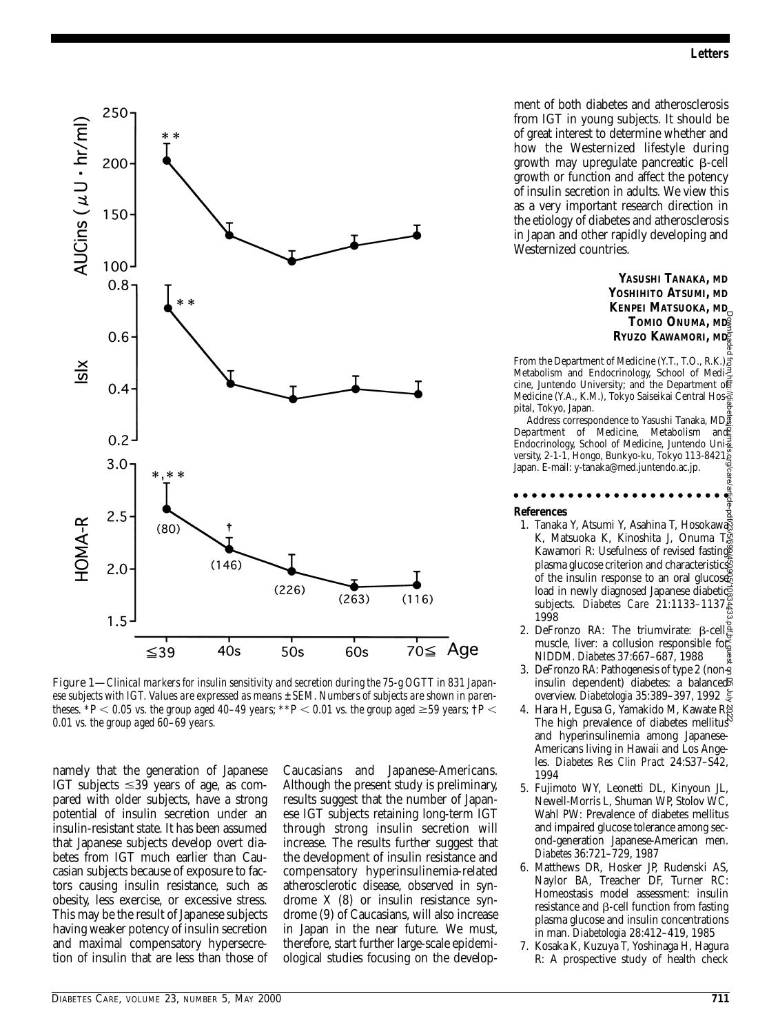Figure 1—*Clinical markers for insulin sensitivity and secretion during the 75-g OGTT in 831 Japanese subjects with IGT. Values are expressed as means ± SEM. Numbers of subjects are shown in parentheses.* $*P < 0.05$ *vs. the group aged 40–49 years;* $**P < 0.01$ *vs. the group aged* $\geq$*59 years;* $\dagger P < 0.01$ *vs. the group aged 60–69 years.*

namely that the generation of Japanese IGT subjects ≤39 years of age, as compared with older subjects, have a strong potential of insulin secretion under an insulin-resistant state. It has been assumed that Japanese subjects develop overt diabetes from IGT much earlier than Caucasian subjects because of exposure to factors causing insulin resistance, such as obesity, less exercise, or excessive stress. This may be the result of Japanese subjects having weaker potency of insulin secretion and maximal compensatory hypersecretion of insulin that are less than those of Caucasians and Japanese-Americans. Although the present study is preliminary, results suggest that the number of Japanese IGT subjects retaining long-term IGT through strong insulin secretion will increase. The results further suggest that the development of insulin resistance and compensatory hyperinsulinemia-related atherosclerotic disease, observed in syndrome X (8) or insulin resistance syndrome (9) of Caucasians, will also increase in Japan in the near future. We must, therefore, start further large-scale epidemiological studies focusing on the development of both diabetes and atherosclerosis from IGT in young subjects. It should be of great interest to determine whether and how the Westernized lifestyle during growth may upregulate pancreatic β-cell growth or function and affect the potency of insulin secretion in adults. We view this as a very important research direction in the etiology of diabetes and atherosclerosis in Japan and other rapidly developing and Westernized countries.

**YASUSHI TANAKA, MD**
**YOSHIHITO ATSUMI, MD**
**KENPEI MATSUOKA, MD**
**TOMIO ONUMA, MD**
**RYUZO KAWAMORI, MD**

From the Department of Medicine (Y.T., T.O., R.K.), Metabolism and Endocrinology, School of Medicine, Juntendo University; and the Department of Medicine (Y.A., K.M.), Tokyo Saiseikai Central Hospital, Tokyo, Japan.

Address correspondence to Yasushi Tanaka, MD, Department of Medicine, Metabolism and Endocrinology, School of Medicine, Juntendo University, 2-1-1, Hongo, Bunkyo-ku, Tokyo 113-8421, Japan. E-mail: y-tanaka@med.juntendo.ac.jp.

## References

1. Tanaka Y, Atsumi Y, Asahina T, Hosokawa K, Matsuoka K, Kinoshita J, Onuma T, Kawamori R: Usefulness of revised fasting plasma glucose criterion and characteristics of the insulin response to an oral glucose load in newly diagnosed Japanese diabetic subjects. *Diabetes Care* 21:1133–1137, 1998
2. DeFronzo RA: The triumvirate: β-cell, muscle, liver: a collusion responsible for NIDDM. *Diabetes* 37:667–687, 1988
3. DeFronzo RA: Pathogenesis of type 2 (non-insulin dependent) diabetes: a balanced overview. *Diabetologia* 35:389–397, 1992
4. Hara H, Egusa G, Yamakido M, Kawate R: The high prevalence of diabetes mellitus and hyperinsulinemia among Japanese-Americans living in Hawaii and Los Angeles. *Diabetes Res Clin Pract* 24:S37–S42, 1994
5. Fujimoto WY, Leonetti DL, Kinyoun JL, Newell-Morris L, Shuman WP, Stolov WC, Wahl PW: Prevalence of diabetes mellitus and impaired glucose tolerance among second-generation Japanese-American men. *Diabetes* 36:721–729, 1987
6. Matthews DR, Hosker JP, Rudenski AS, Naylor BA, Treacher DF, Turner RC: Homeostasis model assessment: insulin resistance and β-cell function from fasting plasma glucose and insulin concentrations in man. *Diabetologia* 28:412–419, 1985
7. Kosaka K, Kuzuya T, Yoshinaga H, Hagura R: A prospective study of health check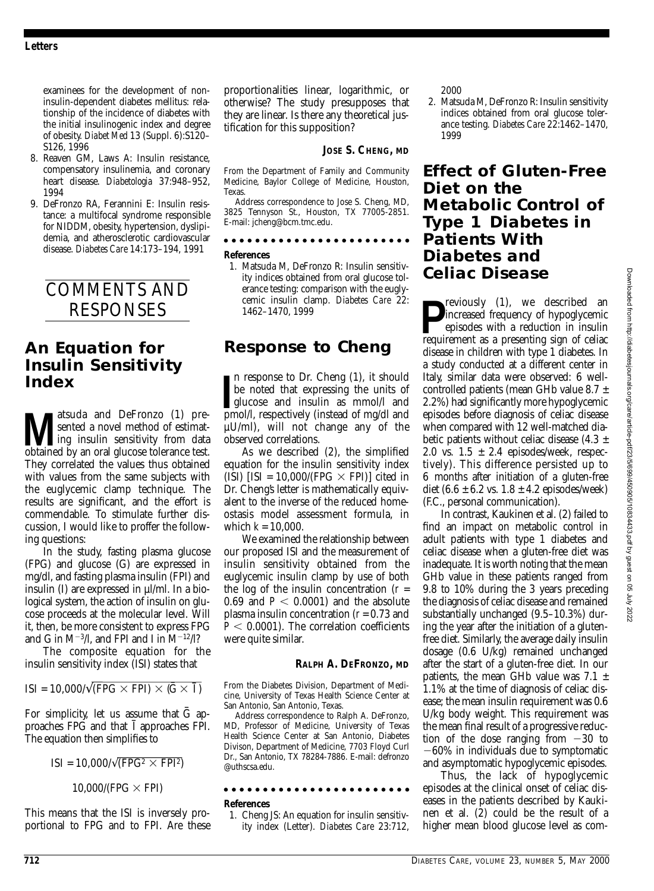examinees for the development of non-insulin-dependent diabetes mellitus: relationship of the incidence of diabetes with the initial insulinogenic index and degree of obesity. *Diabet Med* 13 (Suppl. 6):S120–S126, 1996

8. Reaven GM, Laws A: Insulin resistance, compensatory insulinemia, and coronary heart disease. *Diabetologia* 37:948–952, 1994
9. DeFronzo RA, Ferannini E: Insulin resistance: a multifocal syndrome responsible for NIDDM, obesity, hypertension, dyslipidemia, and atherosclerotic cardiovascular disease. *Diabetes Care* 14:173–194, 1991

# COMMENTS AND RESPONSES

## An Equation for Insulin Sensitivity Index

Matsuda and DeFronzo (1) presented a novel method of estimating insulin sensitivity from data obtained by an oral glucose tolerance test. They correlated the values thus obtained with values from the same subjects with the euglycemic clamp technique. The results are significant, and the effort is commendable. To stimulate further discussion, I would like to proffer the following questions:

In the study, fasting plasma glucose (FPG) and glucose (G) are expressed in mg/dl, and fasting plasma insulin (FPI) and insulin (I) are expressed in µl/ml. In a biological system, the action of insulin on glucose proceeds at the molecular level. Will it, then, be more consistent to express FPG and G in $M^{-3}$/l, and FPI and I in $M^{-12}$/l?

The composite equation for the insulin sensitivity index (ISI) states that

$$ISI = 10{,}000/\sqrt{(FPG \times FPI) \times (\bar{G} \times \bar{I})}$$

For simplicity, let us assume that $\bar{G}$ approaches FPG and that $\bar{I}$ approaches FPI. The equation then simplifies to

$$ISI = 10{,}000/\sqrt{(FPG^2 \times FPI^2)}$$

$$10{,}000/(FPG \times FPI)$$

This means that the ISI is inversely proportional to FPG and to FPI. Are these proportionalities linear, logarithmic, or otherwise? The study presupposes that they are linear. Is there any theoretical justification for this supposition?

**JOSE S. CHENG, MD**

From the Department of Family and Community Medicine, Baylor College of Medicine, Houston, Texas.

Address correspondence to Jose S. Cheng, MD, 3825 Tennyson St., Houston, TX 77005-2851. E-mail: jcheng@bcm.tmc.edu.

### References

1. Matsuda M, DeFronzo R: Insulin sensitivity indices obtained from oral glucose tolerance testing: comparison with the euglycemic insulin clamp. *Diabetes Care* 22: 1462–1470, 1999

## Response to Cheng

In response to Dr. Cheng (1), it should be noted that expressing the units of glucose and insulin as mmol/l and pmol/l, respectively (instead of mg/dl and µU/ml), will not change any of the observed correlations.

As we described (2), the simplified equation for the insulin sensitivity index (ISI) [$ISI = 10{,}000/(FPG \times FPI)$] cited in Dr. Cheng's letter is mathematically equivalent to the inverse of the reduced homeostasis model assessment formula, in which $k = 10{,}000$.

We examined the relationship between our proposed ISI and the measurement of insulin sensitivity obtained from the euglycemic insulin clamp by use of both the log of the insulin concentration ($r = 0.69$ and $P < 0.0001$) and the absolute plasma insulin concentration ($r = 0.73$ and $P < 0.0001$). The correlation coefficients were quite similar.

**RALPH A. DEFRONZO, MD**

From the Diabetes Division, Department of Medicine, University of Texas Health Science Center at San Antonio, San Antonio, Texas.

Address correspondence to Ralph A. DeFronzo, MD, Professor of Medicine, University of Texas Health Science Center at San Antonio, Diabetes Divison, Department of Medicine, 7703 Floyd Curl Dr., San Antonio, TX 78284-7886. E-mail: defronzo @uthscsa.edu.

### References

1. Cheng JS: An equation for insulin sensitivity index (Letter). *Diabetes Care* 23:712, 2000
2. Matsuda M, DeFronzo R: Insulin sensitivity indices obtained from oral glucose tolerance testing. *Diabetes Care* 22:1462–1470, 1999

## Effect of Gluten-Free Diet on the Metabolic Control of Type 1 Diabetes in Patients With Diabetes and Celiac Disease

Previously (1), we described an increased frequency of hypoglycemic episodes with a reduction in insulin requirement as a presenting sign of celiac disease in children with type 1 diabetes. In a study conducted at a different center in Italy, similar data were observed: 6 well-controlled patients (mean GHb value 8.7 ± 2.2%) had significantly more hypoglycemic episodes before diagnosis of celiac disease when compared with 12 well-matched diabetic patients without celiac disease (4.3 ± 2.0 vs. 1.5 ± 2.4 episodes/week, respectively). This difference persisted up to 6 months after initiation of a gluten-free diet (6.6 ± 6.2 vs. 1.8 ± 4.2 episodes/week) (F.C., personal communication).

In contrast, Kaukinen et al. (2) failed to find an impact on metabolic control in adult patients with type 1 diabetes and celiac disease when a gluten-free diet was inadequate. It is worth noting that the mean GHb value in these patients ranged from 9.8 to 10% during the 3 years preceding the diagnosis of celiac disease and remained substantially unchanged (9.5–10.3%) during the year after the initiation of a gluten-free diet. Similarly, the average daily insulin dosage (0.6 U/kg) remained unchanged after the start of a gluten-free diet. In our patients, the mean GHb value was 7.1 ± 1.1% at the time of diagnosis of celiac disease; the mean insulin requirement was 0.6 U/kg body weight. This requirement was the mean final result of a progressive reduction of the dose ranging from −30 to −60% in individuals due to symptomatic and asymptomatic hypoglycemic episodes.

Thus, the lack of hypoglycemic episodes at the clinical onset of celiac diseases in the patients described by Kaukinen et al. (2) could be the result of a higher mean blood glucose level as com-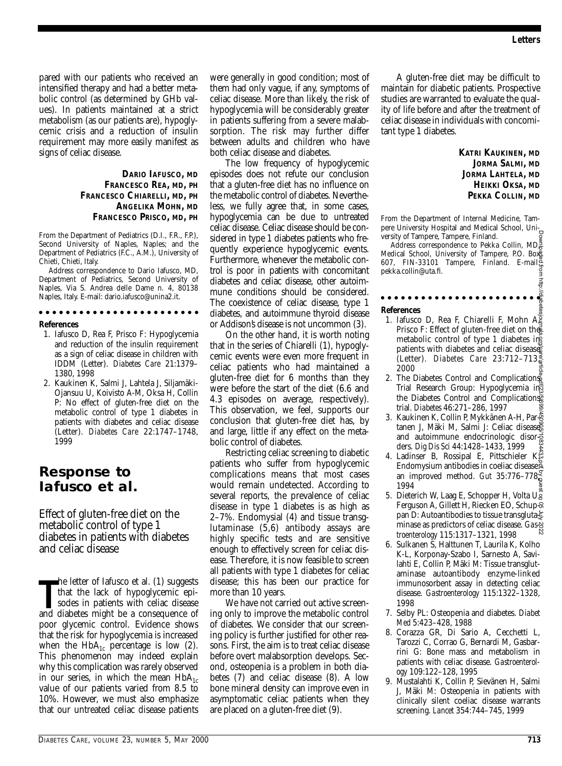pared with our patients who received an intensified therapy and had a better metabolic control (as determined by GHb values). In patients maintained at a strict metabolism (as our patients are), hypoglycemic crisis and a reduction of insulin requirement may more easily manifest as signs of celiac disease.

**DARIO IAFUSCO, MD**
**FRANCESCO REA, MD, PH**
**FRANCESCO CHIARELLI, MD, PH**
**ANGELIKA MOHN, MD**
**FRANCESCO PRISCO, MD, PH**

From the Department of Pediatrics (D.I., F.R., F.P.), Second University of Naples, Naples; and the Department of Pediatrics (F.C., A.M.), University of Chieti, Chieti, Italy.

Address correspondence to Dario Iafusco, MD, Department of Pediatrics, Second University of Naples, Via S. Andrea delle Dame n. 4, 80138 Naples, Italy. E-mail: dario.iafusco@unina2.it.

**References**

1. Iafusco D, Rea F, Prisco F: Hypoglycemia and reduction of the insulin requirement as a sign of celiac disease in children with IDDM (Letter). *Diabetes Care* 21:1379–1380, 1998
2. Kaukinen K, Salmi J, Lahtela J, Siljamäki-Ojansuu U, Koivisto A-M, Oksa H, Collin P: No effect of gluten-free diet on the metabolic control of type 1 diabetes in patients with diabetes and celiac disease (Letter). *Diabetes Care* 22:1747–1748, 1999

## Response to Iafusco et al.

### Effect of gluten-free diet on the metabolic control of type 1 diabetes in patients with diabetes and celiac disease

The letter of Iafusco et al. (1) suggests that the lack of hypoglycemic episodes in patients with celiac disease and diabetes might be a consequence of poor glycemic control. Evidence shows that the risk for hypoglycemia is increased when the $HbA_{1c}$ percentage is low (2). This phenomenon may indeed explain why this complication was rarely observed in our series, in which the mean $HbA_{1c}$ value of our patients varied from 8.5 to 10%. However, we must also emphasize that our untreated celiac disease patients were generally in good condition; most of them had only vague, if any, symptoms of celiac disease. More than likely, the risk of hypoglycemia will be considerably greater in patients suffering from a severe malabsorption. The risk may further differ between adults and children who have both celiac disease and diabetes.

The low frequency of hypoglycemic episodes does not refute our conclusion that a gluten-free diet has no influence on the metabolic control of diabetes. Nevertheless, we fully agree that, in some cases, hypoglycemia can be due to untreated celiac disease. Celiac disease should be considered in type 1 diabetes patients who frequently experience hypoglycemic events. Furthermore, whenever the metabolic control is poor in patients with concomitant diabetes and celiac disease, other autoimmune conditions should be considered. The coexistence of celiac disease, type 1 diabetes, and autoimmune thyroid disease or Addison's disease is not uncommon (3).

On the other hand, it is worth noting that in the series of Chiarelli (1), hypoglycemic events were even more frequent in celiac patients who had maintained a gluten-free diet for 6 months than they were before the start of the diet (6.6 and 4.3 episodes on average, respectively). This observation, we feel, supports our conclusion that gluten-free diet has, by and large, little if any effect on the metabolic control of diabetes.

Restricting celiac screening to diabetic patients who suffer from hypoglycemic complications means that most cases would remain undetected. According to several reports, the prevalence of celiac disease in type 1 diabetes is as high as 2–7%. Endomysial (4) and tissue transglutaminase (5,6) antibody assays are highly specific tests and are sensitive enough to effectively screen for celiac disease. Therefore, it is now feasible to screen all patients with type 1 diabetes for celiac disease; this has been our practice for more than 10 years.

We have not carried out active screening only to improve the metabolic control of diabetes. We consider that our screening policy is further justified for other reasons. First, the aim is to treat celiac disease before overt malabsorption develops. Second, osteopenia is a problem in both diabetes (7) and celiac disease (8). A low bone mineral density can improve even in asymptomatic celiac patients when they are placed on a gluten-free diet (9).

A gluten-free diet may be difficult to maintain for diabetic patients. Prospective studies are warranted to evaluate the quality of life before and after the treatment of celiac disease in individuals with concomitant type 1 diabetes.

**KATRI KAUKINEN, MD**
**JORMA SALMI, MD**
**JORMA LAHTELA, MD**
**HEIKKI OKSA, MD**
**PEKKA COLLIN, MD**

From the Department of Internal Medicine, Tampere University Hospital and Medical School, University of Tampere, Tampere, Finland.

Address correspondence to Pekka Collin, MD, Medical School, University of Tampere, P.O. Box 607, FIN-33101 Tampere, Finland. E-mail: pekka.collin@uta.fi.

**References**

1. Iafusco D, Rea F, Chiarelli F, Mohn A, Prisco F: Effect of gluten-free diet on the metabolic control of type 1 diabetes in patients with diabetes and celiac disease (Letter). *Diabetes Care* 23:712–713, 2000
2. The Diabetes Control and Complications Trial Research Group: Hypoglycemia in the Diabetes Control and Complications trial. *Diabetes* 46:271–286, 1997
3. Kaukinen K, Collin P, Mykkänen A-H, Partanen J, Mäki M, Salmi J: Celiac disease and autoimmune endocrinologic disorders. *Dig Dis Sci* 44:1428–1433, 1999
4. Ladinser B, Rossipal E, Pittschieler K: Endomysium antibodies in coeliac disease: an improved method. *Gut* 35:776–778, 1994
5. Dieterich W, Laag E, Schopper H, Volta U, Ferguson A, Gillett H, Riecken EO, Schuppan D: Autoantibodies to tissue transglutaminase as predictors of celiac disease. *Gastroenterology* 115:1317–1321, 1998
6. Sulkanen S, Halttunen T, Laurila K, Kolho K-L, Korponay-Szabo I, Sarnesto A, Savilahti E, Collin P, Mäki M: Tissue transglutaminase autoantibody enzyme-linked immunosorbent assay in detecting celiac disease. *Gastroenterology* 115:1322–1328, 1998
7. Selby PL: Osteopenia and diabetes. *Diabet Med* 5:423–428, 1988
8. Corazza GR, Di Sario A, Cecchetti L, Tarozzi C, Corrao G, Bernardi M, Gasbarrini G: Bone mass and metabolism in patients with celiac disease. *Gastroenterology* 109:122–128, 1995
9. Mustalahti K, Collin P, Sievänen H, Salmi J, Mäki M: Osteopenia in patients with clinically silent coeliac disease warrants screening. *Lancet* 354:744–745, 1999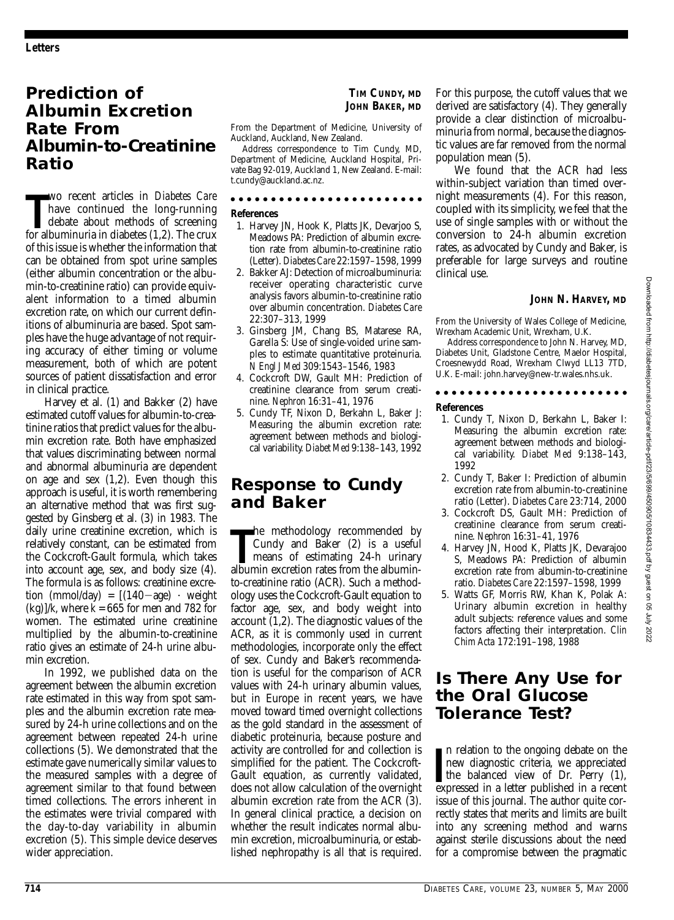## Prediction of Albumin Excretion Rate From Albumin-to-Creatinine Ratio

Two recent articles in *Diabetes Care* have continued the long-running debate about methods of screening for albuminuria in diabetes (1,2). The crux of this issue is whether the information that can be obtained from spot urine samples (either albumin concentration or the albumin-to-creatinine ratio) can provide equivalent information to a timed albumin excretion rate, on which our current definitions of albuminuria are based. Spot samples have the huge advantage of not requiring accuracy of either timing or volume measurement, both of which are potent sources of patient dissatisfaction and error in clinical practice.

Harvey et al. (1) and Bakker (2) have estimated cutoff values for albumin-to-creatinine ratios that predict values for the albumin excretion rate. Both have emphasized that values discriminating between normal and abnormal albuminuria are dependent on age and sex (1,2). Even though this approach is useful, it is worth remembering an alternative method that was first suggested by Ginsberg et al. (3) in 1983. The daily urine creatinine excretion, which is relatively constant, can be estimated from the Cockcroft-Gault formula, which takes into account age, sex, and body size (4). The formula is as follows: creatinine excretion (mmol/day) = $[(140-\text{age}) \cdot \text{weight (kg)}]/k$, where $k = 665$ for men and 782 for women. The estimated urine creatinine multiplied by the albumin-to-creatinine ratio gives an estimate of 24-h urine albumin excretion.

In 1992, we published data on the agreement between the albumin excretion rate estimated in this way from spot samples and the albumin excretion rate measured by 24-h urine collections and on the agreement between repeated 24-h urine collections (5). We demonstrated that the estimate gave numerically similar values to the measured samples with a degree of agreement similar to that found between timed collections. The errors inherent in the estimates were trivial compared with the day-to-day variability in albumin excretion (5). This simple device deserves wider appreciation.

**TIM CUNDY, MD**
**JOHN BAKER, MD**

From the Department of Medicine, University of Auckland, Auckland, New Zealand.

Address correspondence to Tim Cundy, MD, Department of Medicine, Auckland Hospital, Private Bag 92-019, Auckland 1, New Zealand. E-mail: t.cundy@auckland.ac.nz.

#### References

1. Harvey JN, Hook K, Platts JK, Devarjoo S, Meadows PA: Prediction of albumin excretion rate from albumin-to-creatinine ratio (Letter). *Diabetes Care* 22:1597–1598, 1999
2. Bakker AJ: Detection of microalbuminuria: receiver operating characteristic curve analysis favors albumin-to-creatinine ratio over albumin concentration. *Diabetes Care* 22:307–313, 1999
3. Ginsberg JM, Chang BS, Matarese RA, Garella S: Use of single-voided urine samples to estimate quantitative proteinuria. *N Engl J Med* 309:1543–1546, 1983
4. Cockcroft DW, Gault MH: Prediction of creatinine clearance from serum creatinine. *Nephron* 16:31–41, 1976
5. Cundy TF, Nixon D, Berkahn L, Baker J: Measuring the albumin excretion rate: agreement between methods and biological variability. *Diabet Med* 9:138–143, 1992

## Response to Cundy and Baker

The methodology recommended by Cundy and Baker (2) is a useful means of estimating 24-h urinary albumin excretion rates from the albumin-to-creatinine ratio (ACR). Such a methodology uses the Cockcroft-Gault equation to factor age, sex, and body weight into account (1,2). The diagnostic values of the ACR, as it is commonly used in current methodologies, incorporate only the effect of sex. Cundy and Baker's recommendation is useful for the comparison of ACR values with 24-h urinary albumin values, but in Europe in recent years, we have moved toward timed overnight collections as the gold standard in the assessment of diabetic proteinuria, because posture and activity are controlled for and collection is simplified for the patient. The Cockcroft-Gault equation, as currently validated, does not allow calculation of the overnight albumin excretion rate from the ACR (3). In general clinical practice, a decision on whether the result indicates normal albumin excretion, microalbuminuria, or established nephropathy is all that is required. For this purpose, the cutoff values that we derived are satisfactory (4). They generally provide a clear distinction of microalbuminuria from normal, because the diagnostic values are far removed from the normal population mean (5).

We found that the ACR had less within-subject variation than timed overnight measurements (4). For this reason, coupled with its simplicity, we feel that the use of single samples with or without the conversion to 24-h albumin excretion rates, as advocated by Cundy and Baker, is preferable for large surveys and routine clinical use.

**JOHN N. HARVEY, MD**

From the University of Wales College of Medicine, Wrexham Academic Unit, Wrexham, U.K.

Address correspondence to John N. Harvey, MD, Diabetes Unit, Gladstone Centre, Maelor Hospital, Croesnewydd Road, Wrexham Clwyd LL13 7TD, U.K. E-mail: john.harvey@new-tr.wales.nhs.uk.

#### References

1. Cundy T, Nixon D, Berkahn L, Baker I: Measuring the albumin excretion rate: agreement between methods and biological variability. *Diabet Med* 9:138–143, 1992
2. Cundy T, Baker I: Prediction of albumin excretion rate from albumin-to-creatinine ratio (Letter). *Diabetes Care* 23:714, 2000
3. Cockcroft DS, Gault MH: Prediction of creatinine clearance from serum creatinine. *Nephron* 16:31–41, 1976
4. Harvey JN, Hood K, Platts JK, Devarajoo S, Meadows PA: Prediction of albumin excretion rate from albumin-to-creatinine ratio. *Diabetes Care* 22:1597–1598, 1999
5. Watts GF, Morris RW, Khan K, Polak A: Urinary albumin excretion in healthy adult subjects: reference values and some factors affecting their interpretation. *Clin Chim Acta* 172:191–198, 1988

## Is There Any Use for the Oral Glucose Tolerance Test?

In relation to the ongoing debate on the new diagnostic criteria, we appreciated the balanced view of Dr. Perry (1), expressed in a letter published in a recent issue of this journal. The author quite correctly states that merits and limits are built into any screening method and warns against sterile discussions about the need for a compromise between the pragmatic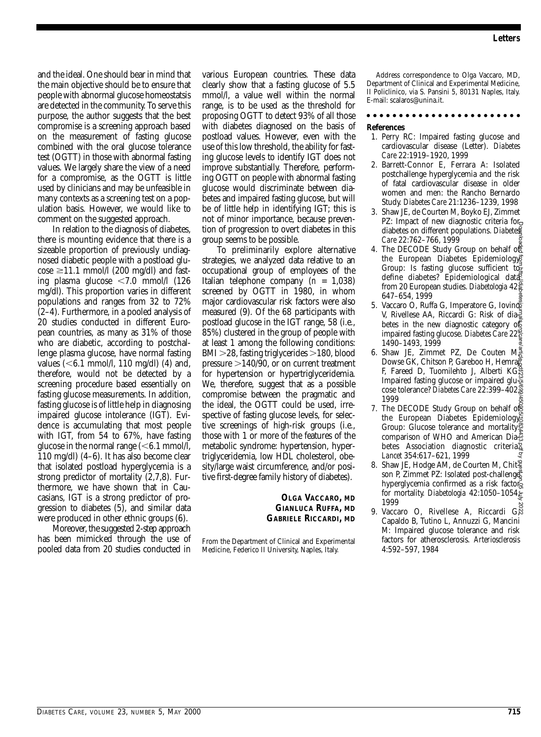and the ideal. One should bear in mind that the main objective should be to ensure that people with abnormal glucose homeostatsis are detected in the community. To serve this purpose, the author suggests that the best compromise is a screening approach based on the measurement of fasting glucose combined with the oral glucose tolerance test (OGTT) in those with abnormal fasting values. We largely share the view of a need for a compromise, as the OGTT is little used by clinicians and may be unfeasible in many contexts as a screening test on a population basis. However, we would like to comment on the suggested approach.

In relation to the diagnosis of diabetes, there is mounting evidence that there is a sizeable proportion of previously undiagnosed diabetic people with a postload glucose ≥11.1 mmol/l (200 mg/dl) and fasting plasma glucose <7.0 mmol/l (126 mg/dl). This proportion varies in different populations and ranges from 32 to 72% (2–4). Furthermore, in a pooled analysis of 20 studies conducted in different European countries, as many as 31% of those who are diabetic, according to postchallenge plasma glucose, have normal fasting values (<6.1 mmol/l, 110 mg/dl) (4) and, therefore, would not be detected by a screening procedure based essentially on fasting glucose measurements. In addition, fasting glucose is of little help in diagnosing impaired glucose intolerance (IGT). Evidence is accumulating that most people with IGT, from 54 to 67%, have fasting glucose in the normal range (<6.1 mmol/l, 110 mg/dl) (4–6). It has also become clear that isolated postload hyperglycemia is a strong predictor of mortality (2,7,8). Furthermore, we have shown that in Caucasians, IGT is a strong predictor of progression to diabetes (5), and similar data were produced in other ethnic groups (6).

Moreover, the suggested 2-step approach has been mimicked through the use of pooled data from 20 studies conducted in various European countries. These data clearly show that a fasting glucose of 5.5 mmol/l, a value well within the normal range, is to be used as the threshold for proposing OGTT to detect 93% of all those with diabetes diagnosed on the basis of postload values. However, even with the use of this low threshold, the ability for fasting glucose levels to identify IGT does not improve substantially. Therefore, performing OGTT on people with abnormal fasting glucose would discriminate between diabetes and impaired fasting glucose, but will be of little help in identifying IGT; this is not of minor importance, because prevention of progression to overt diabetes in this group seems to be possible.

To preliminarily explore alternative strategies, we analyzed data relative to an occupational group of employees of the Italian telephone company ($n$ = 1,038) screened by OGTT in 1980, in whom major cardiovascular risk factors were also measured (9). Of the 68 participants with postload glucose in the IGT range, 58 (i.e., 85%) clustered in the group of people with at least 1 among the following conditions: BMI >28, fasting triglycerides >180, blood pressure >140/90, or on current treatment for hypertension or hypertriglyceridemia. We, therefore, suggest that as a possible compromise between the pragmatic and the ideal, the OGTT could be used, irrespective of fasting glucose levels, for selective screenings of high-risk groups (i.e., those with 1 or more of the features of the metabolic syndrome: hypertension, hypertriglyceridemia, low HDL cholesterol, obesity/large waist circumference, and/or positive first-degree family history of diabetes).

**OLGA VACCARO, MD**
**GIANLUCA RUFFA, MD**
**GABRIELE RICCARDI, MD**

From the Department of Clinical and Experimental Medicine, Federico II University, Naples, Italy.

Address correspondence to Olga Vaccaro, MD, Department of Clinical and Experimental Medicine, II Policlinico, via S. Pansini 5, 80131 Naples, Italy. E-mail: scalaros@unina.it.

**References**

1. Perry RC: Impaired fasting glucose and cardiovascular disease (Letter). *Diabetes Care* 22:1919–1920, 1999
2. Barrett-Connor E, Ferrara A: Isolated postchallenge hyperglycemia and the risk of fatal cardiovascular disease in older women and men: the Rancho Bernardo Study. *Diabetes Care* 21:1236–1239, 1998
3. Shaw JE, de Courten M, Boyko EJ, Zimmet PZ: Impact of new diagnostic criteria for diabetes on different populations. *Diabetes Care* 22:762–766, 1999
4. The DECODE Study Group on behalf of the European Diabetes Epidemiology Group: Is fasting glucose sufficient to define diabetes? Epidemiological data from 20 European studies. *Diabetologia* 42: 647–654, 1999
5. Vaccaro O, Ruffa G, Imperatore G, Iovino V, Rivellese AA, Riccardi G: Risk of diabetes in the new diagnostic category of impaired fasting glucose. *Diabetes Care* 22: 1490–1493, 1999
6. Shaw JE, Zimmet PZ, De Couten M, Dowse GK, Chitson P, Gareboo H, Hemraj F, Fareed D, Tuomilehto J, Alberti KG: Impaired fasting glucose or impaired glucose tolerance? *Diabetes Care* 22:399–402, 1999
7. The DECODE Study Group on behalf of the European Diabetes Epidemiology Group: Glucose tolerance and mortality: comparison of WHO and American Diabetes Association diagnostic criteria. *Lancet* 354:617–621, 1999
8. Shaw JE, Hodge AM, de Courten M, Chitson P, Zimmet PZ: Isolated post-challenge hyperglycemia confirmed as a risk factor for mortality. *Diabetologia* 42:1050–1054, 1999
9. Vaccaro O, Rivellese A, Riccardi G, Capaldo B, Tutino L, Annuzzi G, Mancini M: Impaired glucose tolerance and risk factors for atherosclerosis. *Arteriosclerosis* 4:592–597, 1984